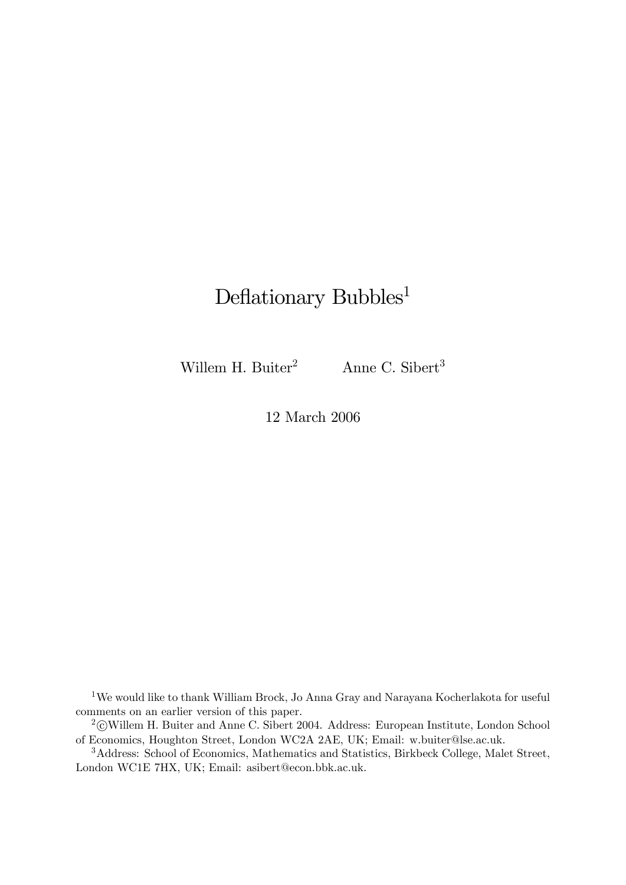# Deflationary Bubbles[1]

Willem H. Buiter[2] Anne C. Sibert[3]

12 March 2006

[1] We would like to thank William Brock, Jo Anna Gray and Narayana Kocherlakota for useful comments on an earlier version of this paper.

[2] ©Willem H. Buiter and Anne C. Sibert 2004. Address: European Institute, London School of Economics, Houghton Street, London WC2A 2AE, UK; Email: w.buiter@lse.ac.uk.

[3] Address: School of Economics, Mathematics and Statistics, Birkbeck College, Malet Street, London WC1E 7HX, UK; Email: asibert@econ.bbk.ac.uk.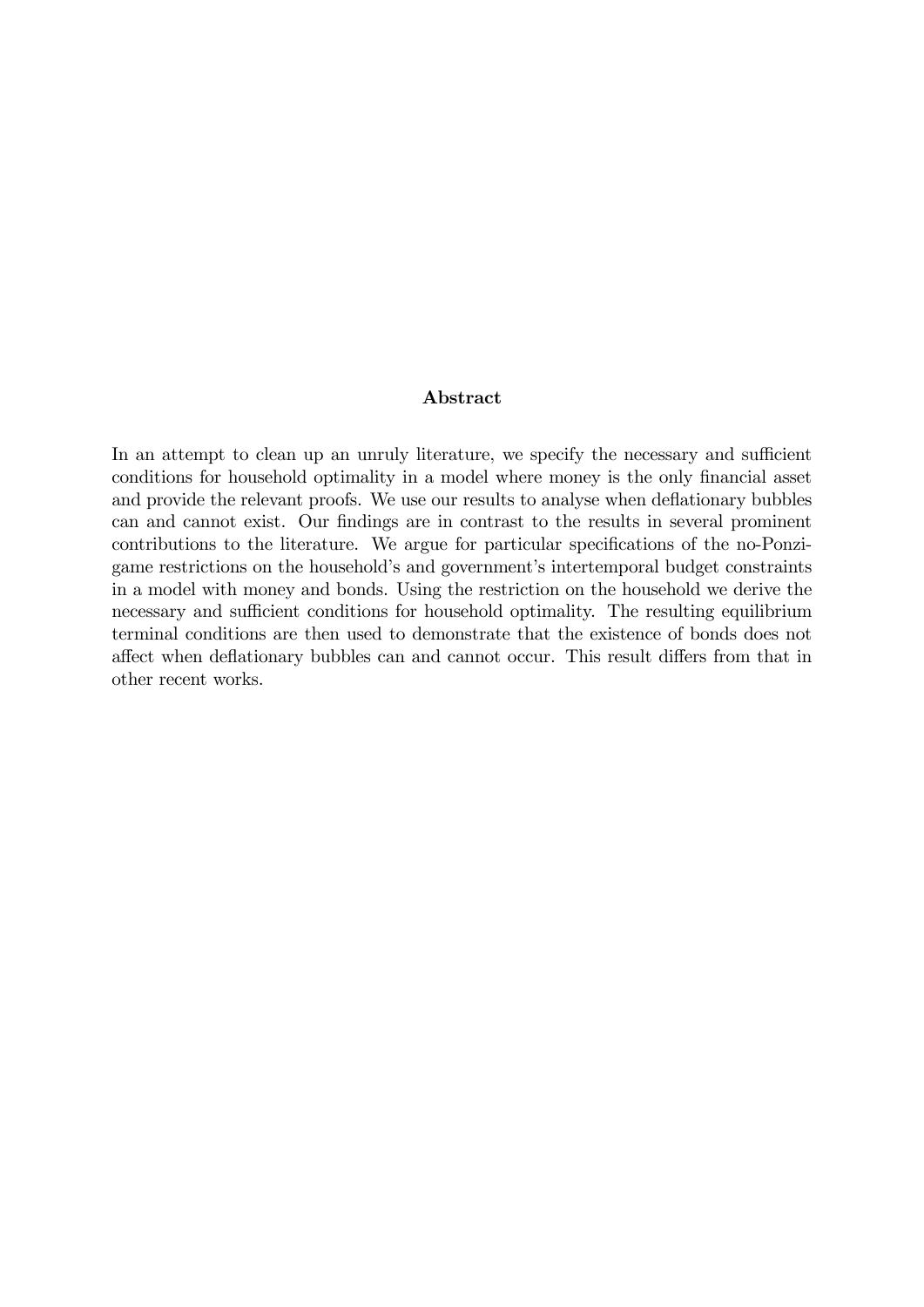## Abstract

In an attempt to clean up an unruly literature, we specify the necessary and sufficient conditions for household optimality in a model where money is the only financial asset and provide the relevant proofs. We use our results to analyse when deflationary bubbles can and cannot exist. Our findings are in contrast to the results in several prominent contributions to the literature. We argue for particular specifications of the no-Ponzi-game restrictions on the household's and government's intertemporal budget constraints in a model with money and bonds. Using the restriction on the household we derive the necessary and sufficient conditions for household optimality. The resulting equilibrium terminal conditions are then used to demonstrate that the existence of bonds does not affect when deflationary bubbles can and cannot occur. This result differs from that in other recent works.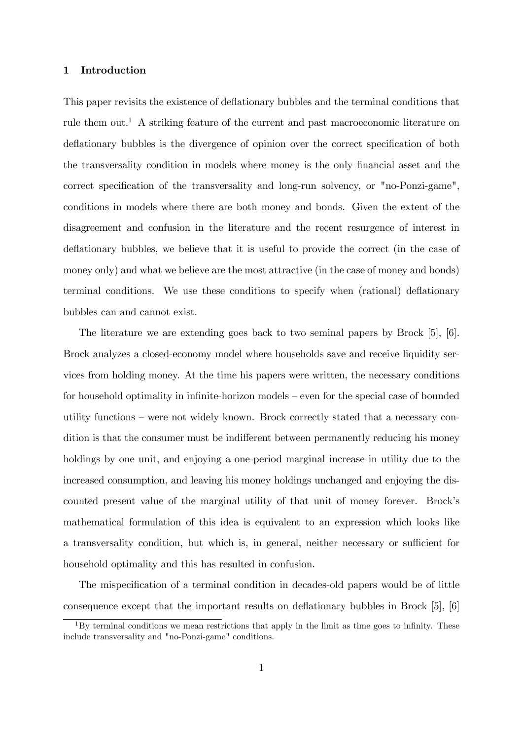## 1 Introduction

This paper revisits the existence of deflationary bubbles and the terminal conditions that rule them out.[1] A striking feature of the current and past macroeconomic literature on deflationary bubbles is the divergence of opinion over the correct specification of both the transversality condition in models where money is the only financial asset and the correct specification of the transversality and long-run solvency, or "no-Ponzi-game", conditions in models where there are both money and bonds. Given the extent of the disagreement and confusion in the literature and the recent resurgence of interest in deflationary bubbles, we believe that it is useful to provide the correct (in the case of money only) and what we believe are the most attractive (in the case of money and bonds) terminal conditions. We use these conditions to specify when (rational) deflationary bubbles can and cannot exist.

The literature we are extending goes back to two seminal papers by Brock [5], [6]. Brock analyzes a closed-economy model where households save and receive liquidity services from holding money. At the time his papers were written, the necessary conditions for household optimality in infinite-horizon models – even for the special case of bounded utility functions – were not widely known. Brock correctly stated that a necessary condition is that the consumer must be indifferent between permanently reducing his money holdings by one unit, and enjoying a one-period marginal increase in utility due to the increased consumption, and leaving his money holdings unchanged and enjoying the discounted present value of the marginal utility of that unit of money forever. Brock's mathematical formulation of this idea is equivalent to an expression which looks like a transversality condition, but which is, in general, neither necessary or sufficient for household optimality and this has resulted in confusion.

The mispecification of a terminal condition in decades-old papers would be of little consequence except that the important results on deflationary bubbles in Brock [5], [6]

[1] By terminal conditions we mean restrictions that apply in the limit as time goes to infinity. These include transversality and "no-Ponzi-game" conditions.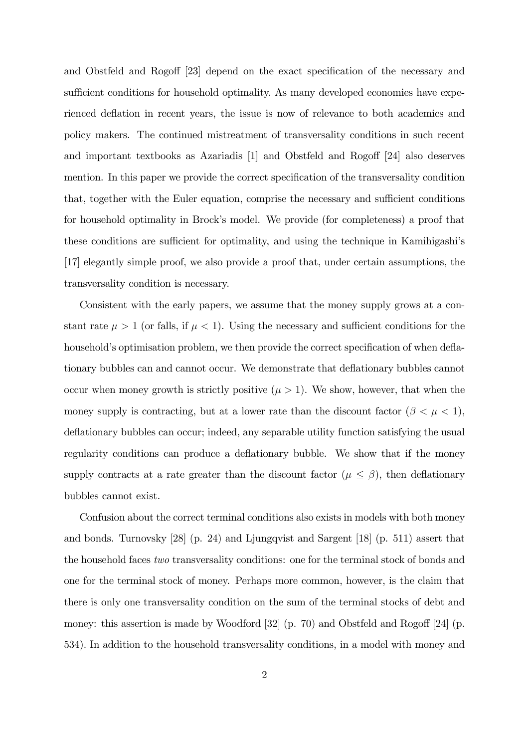and Obstfeld and Rogoff [23] depend on the exact specification of the necessary and sufficient conditions for household optimality. As many developed economies have experienced deflation in recent years, the issue is now of relevance to both academics and policy makers. The continued mistreatment of transversality conditions in such recent and important textbooks as Azariadis [1] and Obstfeld and Rogoff [24] also deserves mention. In this paper we provide the correct specification of the transversality condition that, together with the Euler equation, comprise the necessary and sufficient conditions for household optimality in Brock's model. We provide (for completeness) a proof that these conditions are sufficient for optimality, and using the technique in Kamihigashi's [17] elegantly simple proof, we also provide a proof that, under certain assumptions, the transversality condition is necessary.

Consistent with the early papers, we assume that the money supply grows at a constant rate $\mu > 1$ (or falls, if $\mu < 1$). Using the necessary and sufficient conditions for the household's optimisation problem, we then provide the correct specification of when deflationary bubbles can and cannot occur. We demonstrate that deflationary bubbles cannot occur when money growth is strictly positive ($\mu > 1$). We show, however, that when the money supply is contracting, but at a lower rate than the discount factor ($\beta < \mu < 1$), deflationary bubbles can occur; indeed, any separable utility function satisfying the usual regularity conditions can produce a deflationary bubble. We show that if the money supply contracts at a rate greater than the discount factor ($\mu \leq \beta$), then deflationary bubbles cannot exist.

Confusion about the correct terminal conditions also exists in models with both money and bonds. Turnovsky [28] (p. 24) and Ljungqvist and Sargent [18] (p. 511) assert that the household faces *two* transversality conditions: one for the terminal stock of bonds and one for the terminal stock of money. Perhaps more common, however, is the claim that there is only one transversality condition on the sum of the terminal stocks of debt and money: this assertion is made by Woodford [32] (p. 70) and Obstfeld and Rogoff [24] (p. 534). In addition to the household transversality conditions, in a model with money and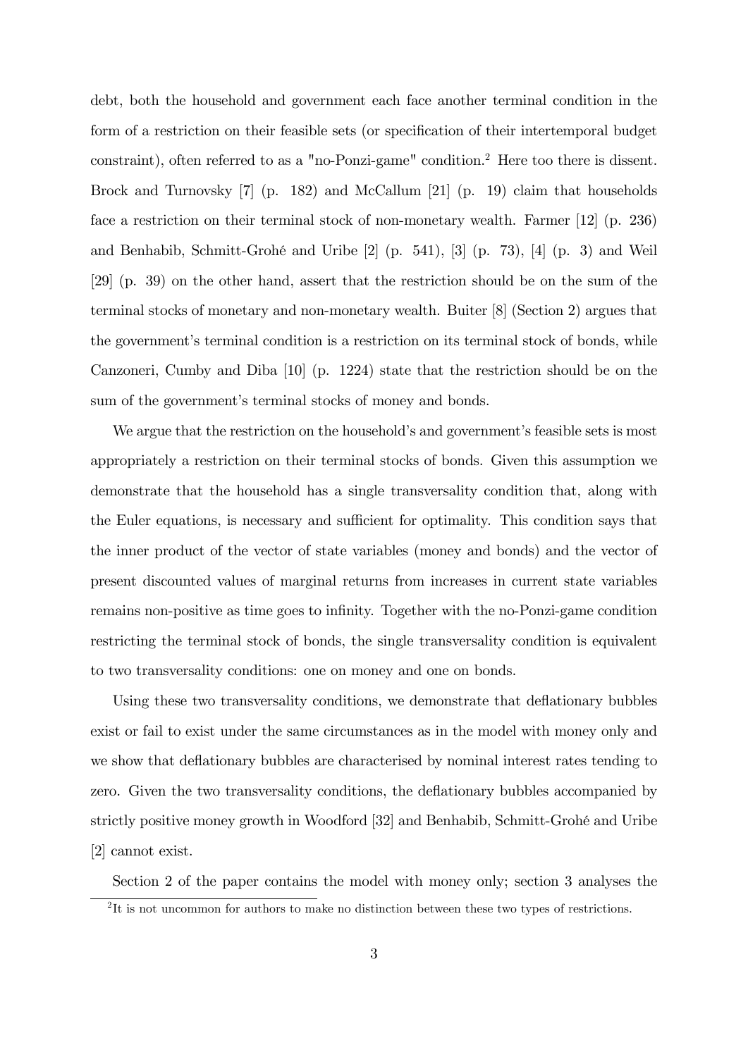debt, both the household and government each face another terminal condition in the form of a restriction on their feasible sets (or specification of their intertemporal budget constraint), often referred to as a "no-Ponzi-game" condition.[2] Here too there is dissent. Brock and Turnovsky [7] (p. 182) and McCallum [21] (p. 19) claim that households face a restriction on their terminal stock of non-monetary wealth. Farmer [12] (p. 236) and Benhabib, Schmitt-Grohé and Uribe [2] (p. 541), [3] (p. 73), [4] (p. 3) and Weil [29] (p. 39) on the other hand, assert that the restriction should be on the sum of the terminal stocks of monetary and non-monetary wealth. Buiter [8] (Section 2) argues that the government's terminal condition is a restriction on its terminal stock of bonds, while Canzoneri, Cumby and Diba [10] (p. 1224) state that the restriction should be on the sum of the government's terminal stocks of money and bonds.

We argue that the restriction on the household's and government's feasible sets is most appropriately a restriction on their terminal stocks of bonds. Given this assumption we demonstrate that the household has a single transversality condition that, along with the Euler equations, is necessary and sufficient for optimality. This condition says that the inner product of the vector of state variables (money and bonds) and the vector of present discounted values of marginal returns from increases in current state variables remains non-positive as time goes to infinity. Together with the no-Ponzi-game condition restricting the terminal stock of bonds, the single transversality condition is equivalent to two transversality conditions: one on money and one on bonds.

Using these two transversality conditions, we demonstrate that deflationary bubbles exist or fail to exist under the same circumstances as in the model with money only and we show that deflationary bubbles are characterised by nominal interest rates tending to zero. Given the two transversality conditions, the deflationary bubbles accompanied by strictly positive money growth in Woodford [32] and Benhabib, Schmitt-Grohé and Uribe [2] cannot exist.

Section 2 of the paper contains the model with money only; section 3 analyses the

[2] It is not uncommon for authors to make no distinction between these two types of restrictions.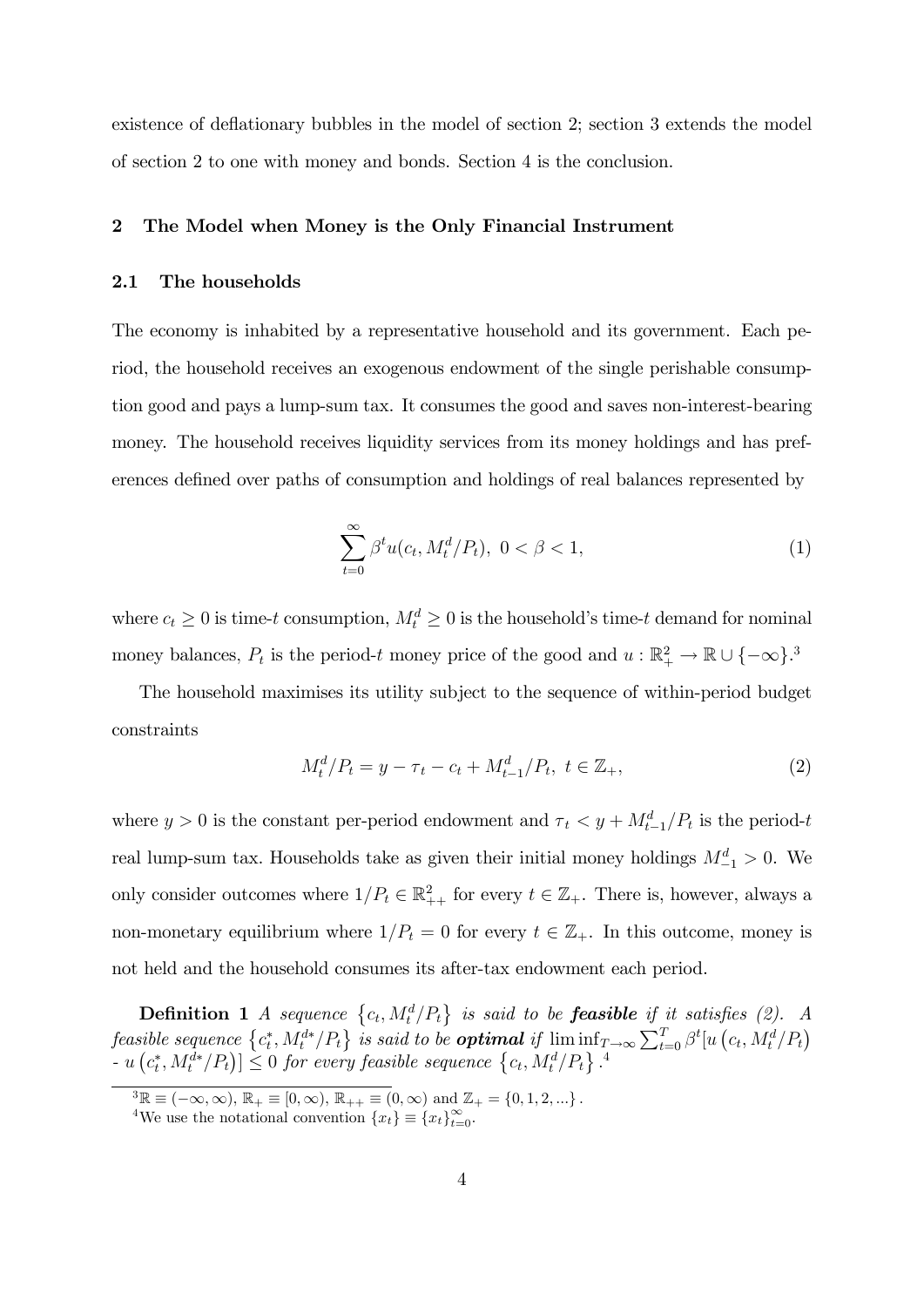existence of deflationary bubbles in the model of section 2; section 3 extends the model of section 2 to one with money and bonds. Section 4 is the conclusion.

## 2 The Model when Money is the Only Financial Instrument

### 2.1 The households

The economy is inhabited by a representative household and its government. Each period, the household receives an exogenous endowment of the single perishable consumption good and pays a lump-sum tax. It consumes the good and saves non-interest-bearing money. The household receives liquidity services from its money holdings and has preferences defined over paths of consumption and holdings of real balances represented by

$$\sum_{t=0}^{\infty} \beta^t u(c_t, M_t^d/P_t), \ 0 < \beta < 1, \tag{1}$$

where $c_t \geq 0$ is time-$t$ consumption, $M_t^d \geq 0$ is the household's time-$t$ demand for nominal money balances, $P_t$ is the period-$t$ money price of the good and $u : \mathbb{R}_+^2 \to \mathbb{R} \cup \{-\infty\}$.[3]

The household maximises its utility subject to the sequence of within-period budget constraints

$$M_t^d/P_t = y - \tau_t - c_t + M_{t-1}^d/P_t, \ t \in \mathbb{Z}_+, \tag{2}$$

where $y > 0$ is the constant per-period endowment and $\tau_t < y + M_{t-1}^d/P_t$ is the period-$t$ real lump-sum tax. Households take as given their initial money holdings $M_{-1}^d > 0$. We only consider outcomes where $1/P_t \in \mathbb{R}_{++}^2$ for every $t \in \mathbb{Z}_+$. There is, however, always a non-monetary equilibrium where $1/P_t = 0$ for every $t \in \mathbb{Z}_+$. In this outcome, money is not held and the household consumes its after-tax endowment each period.

**Definition 1** *A sequence $\{c_t, M_t^d/P_t\}$ is said to be **feasible** if it satisfies (2). A feasible sequence $\{c_t^*, M_t^{d*}/P_t\}$ is said to be **optimal** if $\liminf_{T\to\infty} \sum_{t=0}^{T} \beta^t [u(c_t, M_t^d/P_t) - u(c_t^*, M_t^{d*}/P_t)] \leq 0$ for every feasible sequence $\{c_t, M_t^d/P_t\}$.*[4]

[3] $\mathbb{R} \equiv (-\infty, \infty)$, $\mathbb{R}_+ \equiv [0, \infty)$, $\mathbb{R}_{++} \equiv (0, \infty)$ and $\mathbb{Z}_+ = \{0, 1, 2, ...\}$.

[4] We use the notational convention $\{x_t\} \equiv \{x_t\}_{t=0}^{\infty}$.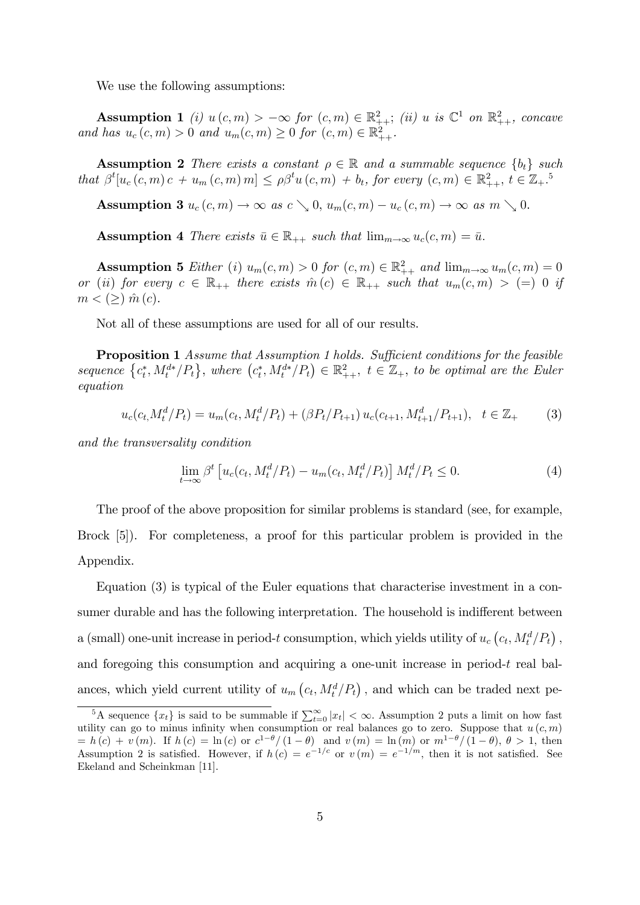We use the following assumptions:

**Assumption 1** *(i) $u(c,m) > -\infty$ for $(c,m) \in \mathbb{R}^2_{++}$; (ii) $u$ is $\mathbb{C}^1$ on $\mathbb{R}^2_{++}$, concave and has $u_c(c,m) > 0$ and $u_m(c,m) \geq 0$ for $(c,m) \in \mathbb{R}^2_{++}$.*

**Assumption 2** *There exists a constant $\rho \in \mathbb{R}$ and a summable sequence $\{b_t\}$ such that $\beta^t[u_c(c,m)\,c + u_m(c,m)\,m] \leq \rho\beta^t u(c,m) + b_t$, for every $(c,m) \in \mathbb{R}^2_{++}$, $t \in \mathbb{Z}_+$.*[5]

**Assumption 3** *$u_c(c,m) \to \infty$ as $c \searrow 0$, $u_m(c,m) - u_c(c,m) \to \infty$ as $m \searrow 0$.*

**Assumption 4** *There exists $\bar{u} \in \mathbb{R}_{++}$ such that $\lim_{m\to\infty} u_c(c,m) = \bar{u}$.*

**Assumption 5** *Either (i) $u_m(c,m) > 0$ for $(c,m) \in \mathbb{R}^2_{++}$ and $\lim_{m\to\infty} u_m(c,m) = 0$ or (ii) for every $c \in \mathbb{R}_{++}$ there exists $\hat{m}(c) \in \mathbb{R}_{++}$ such that $u_m(c,m) > (=)\ 0$ if $m < (\geq)\ \hat{m}(c)$.*

Not all of these assumptions are used for all of our results.

**Proposition 1** *Assume that Assumption 1 holds. Sufficient conditions for the feasible sequence $\{c^*_t, M^{d*}_t/P_t\}$, where $(c^*_t, M^{d*}_t/P_t) \in \mathbb{R}^2_{++}$, $t \in \mathbb{Z}_+$, to be optimal are the Euler equation*

$$u_c(c_t, M^d_t/P_t) = u_m(c_t, M^d_t/P_t) + (\beta P_t/P_{t+1})\, u_c(c_{t+1}, M^d_{t+1}/P_{t+1}), \quad t \in \mathbb{Z}_+ \tag{3}$$

*and the transversality condition*

$$\lim_{t\to\infty} \beta^t \left[u_c(c_t, M^d_t/P_t) - u_m(c_t, M^d_t/P_t)\right] M^d_t/P_t \leq 0. \tag{4}$$

The proof of the above proposition for similar problems is standard (see, for example, Brock [5]). For completeness, a proof for this particular problem is provided in the Appendix.

Equation (3) is typical of the Euler equations that characterise investment in a consumer durable and has the following interpretation. The household is indifferent between a (small) one-unit increase in period-$t$ consumption, which yields utility of $u_c(c_t, M^d_t/P_t)$, and foregoing this consumption and acquiring a one-unit increase in period-$t$ real balances, which yield current utility of $u_m(c_t, M^d_t/P_t)$, and which can be traded next pe-

---

[5] A sequence $\{x_t\}$ is said to be summable if $\sum_{t=0}^{\infty} |x_t| < \infty$. Assumption 2 puts a limit on how fast utility can go to minus infinity when consumption or real balances go to zero. Suppose that $u(c,m) = h(c) + v(m)$. If $h(c) = \ln(c)$ or $c^{1-\theta}/(1-\theta)$ and $v(m) = \ln(m)$ or $m^{1-\theta}/(1-\theta)$, $\theta > 1$, then Assumption 2 is satisfied. However, if $h(c) = e^{-1/c}$ or $v(m) = e^{-1/m}$, then it is not satisfied. See Ekeland and Scheinkman [11].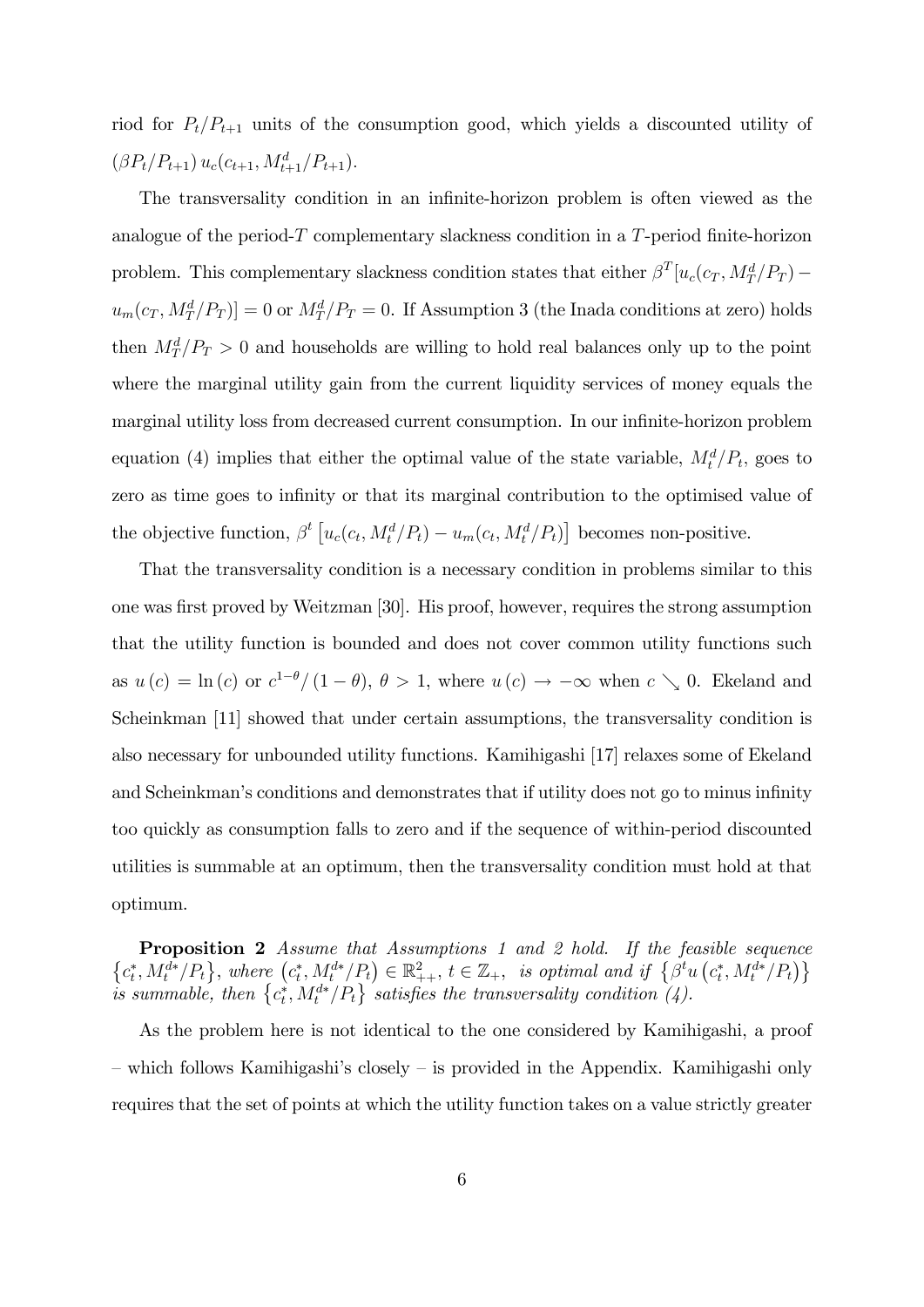riod for $P_t/P_{t+1}$ units of the consumption good, which yields a discounted utility of $(\beta P_t/P_{t+1})\, u_c(c_{t+1}, M_{t+1}^d/P_{t+1})$.

The transversality condition in an infinite-horizon problem is often viewed as the analogue of the period-$T$ complementary slackness condition in a $T$-period finite-horizon problem. This complementary slackness condition states that either $\beta^T[u_c(c_T, M_T^d/P_T) - u_m(c_T, M_T^d/P_T)] = 0$ or $M_T^d/P_T = 0$. If Assumption 3 (the Inada conditions at zero) holds then $M_T^d/P_T > 0$ and households are willing to hold real balances only up to the point where the marginal utility gain from the current liquidity services of money equals the marginal utility loss from decreased current consumption. In our infinite-horizon problem equation (4) implies that either the optimal value of the state variable, $M_t^d/P_t$, goes to zero as time goes to infinity or that its marginal contribution to the optimised value of the objective function, $\beta^t \left[u_c(c_t, M_t^d/P_t) - u_m(c_t, M_t^d/P_t)\right]$ becomes non-positive.

That the transversality condition is a necessary condition in problems similar to this one was first proved by Weitzman [30]. His proof, however, requires the strong assumption that the utility function is bounded and does not cover common utility functions such as $u(c) = \ln(c)$ or $c^{1-\theta}/(1-\theta)$, $\theta > 1$, where $u(c) \to -\infty$ when $c \searrow 0$. Ekeland and Scheinkman [11] showed that under certain assumptions, the transversality condition is also necessary for unbounded utility functions. Kamihigashi [17] relaxes some of Ekeland and Scheinkman's conditions and demonstrates that if utility does not go to minus infinity too quickly as consumption falls to zero and if the sequence of within-period discounted utilities is summable at an optimum, then the transversality condition must hold at that optimum.

**Proposition 2** *Assume that Assumptions 1 and 2 hold. If the feasible sequence* $\left\{c_t^*, M_t^{d*}/P_t\right\}$*, where* $\left(c_t^*, M_t^{d*}/P_t\right) \in \mathbb{R}_{++}^2$*,* $t \in \mathbb{Z}_+$*, is optimal and if* $\left\{\beta^t u\left(c_t^*, M_t^{d*}/P_t\right)\right\}$ *is summable, then* $\left\{c_t^*, M_t^{d*}/P_t\right\}$ *satisfies the transversality condition (4).*

As the problem here is not identical to the one considered by Kamihigashi, a proof – which follows Kamihigashi's closely – is provided in the Appendix. Kamihigashi only requires that the set of points at which the utility function takes on a value strictly greater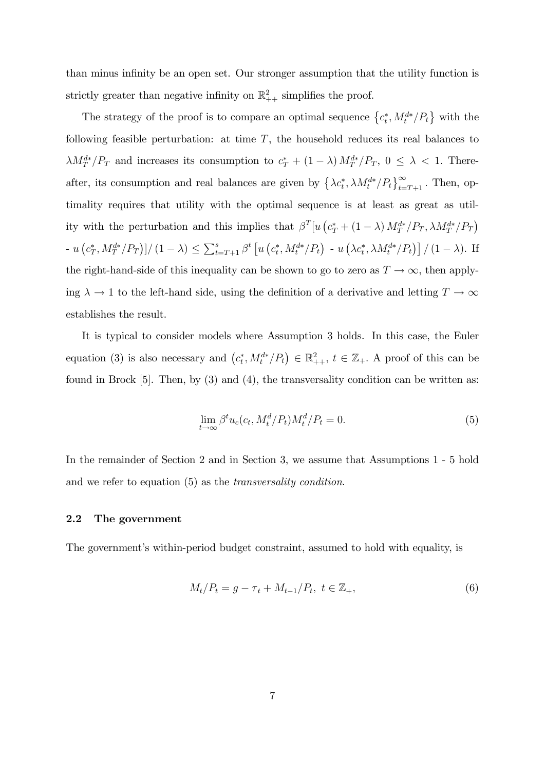than minus infinity be an open set. Our stronger assumption that the utility function is strictly greater than negative infinity on $\mathbb{R}^2_{++}$ simplifies the proof.

The strategy of the proof is to compare an optimal sequence $\{c^*_t, M^{d*}_t/P_t\}$ with the following feasible perturbation: at time $T$, the household reduces its real balances to $\lambda M^{d*}_T/P_T$ and increases its consumption to $c^*_T + (1-\lambda) M^{d*}_T/P_T$, $0 \leq \lambda < 1$. Thereafter, its consumption and real balances are given by $\{\lambda c^*_t, \lambda M^{d*}_t/P_t\}^{\infty}_{t=T+1}$. Then, optimality requires that utility with the optimal sequence is at least as great as utility with the perturbation and this implies that $\beta^T[u(c^*_T + (1-\lambda) M^{d*}_T/P_T, \lambda M^{d*}_T/P_T)$ - $u(c^*_T, M^{d*}_T/P_T)]/(1-\lambda) \leq \sum^s_{t=T+1} \beta^t [u(c^*_t, M^{d*}_t/P_t)$ - $u(\lambda c^*_t, \lambda M^{d*}_t/P_t)]/(1-\lambda)$. If the right-hand-side of this inequality can be shown to go to zero as $T \to \infty$, then applying $\lambda \to 1$ to the left-hand side, using the definition of a derivative and letting $T \to \infty$ establishes the result.

It is typical to consider models where Assumption 3 holds. In this case, the Euler equation (3) is also necessary and $(c^*_t, M^{d*}_t/P_t) \in \mathbb{R}^2_{++}$, $t \in \mathbb{Z}_+$. A proof of this can be found in Brock [5]. Then, by (3) and (4), the transversality condition can be written as:

$$\lim_{t\to\infty} \beta^t u_c(c_t, M^d_t/P_t) M^d_t/P_t = 0. \tag{5}$$

In the remainder of Section 2 and in Section 3, we assume that Assumptions 1 - 5 hold and we refer to equation (5) as the *transversality condition*.

### 2.2 The government

The government's within-period budget constraint, assumed to hold with equality, is

$$M_t/P_t = g - \tau_t + M_{t-1}/P_t, \ t \in \mathbb{Z}_+, \tag{6}$$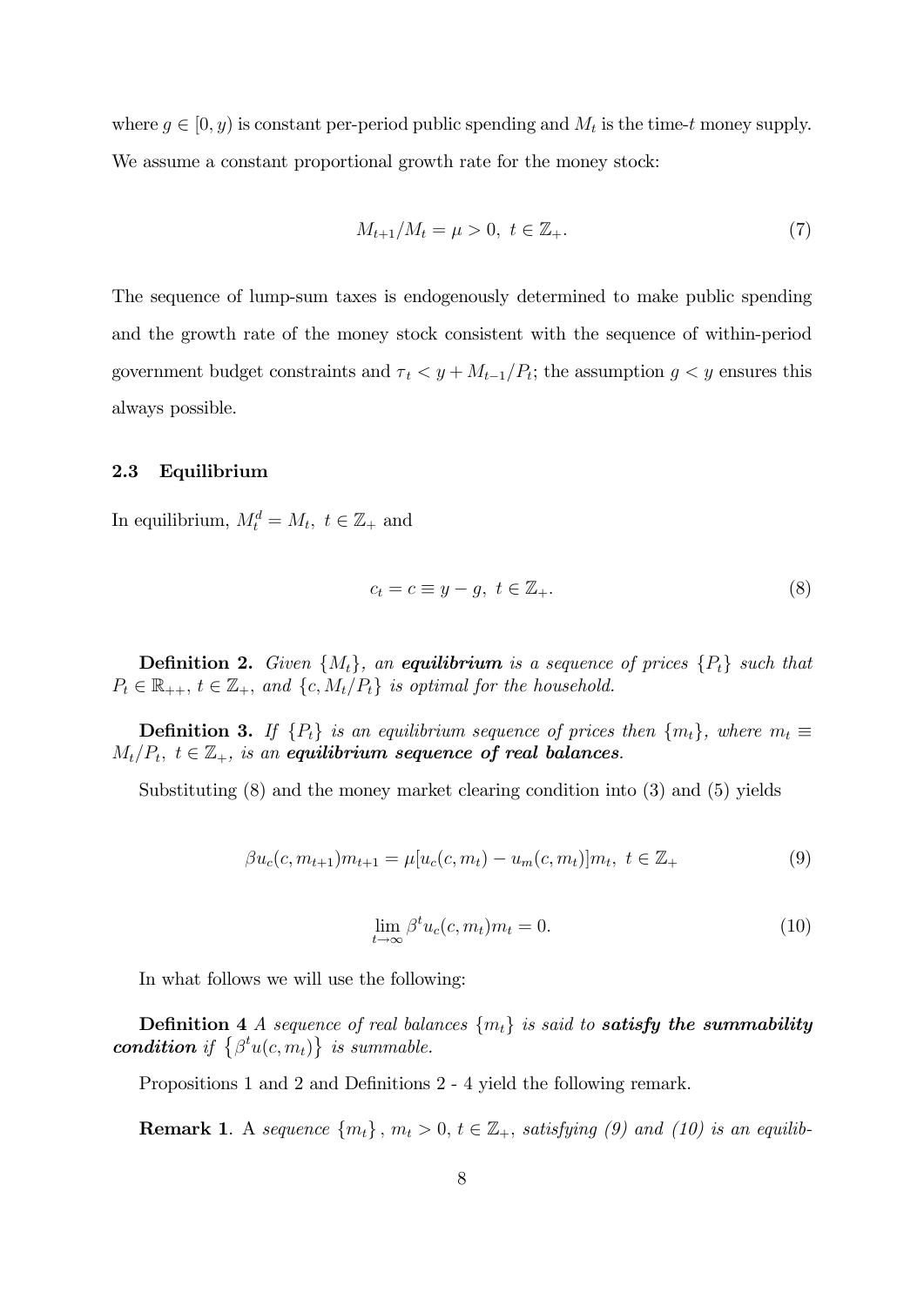where $g \in [0, y)$ is constant per-period public spending and $M_t$ is the time-$t$ money supply. We assume a constant proportional growth rate for the money stock:

$$M_{t+1}/M_t = \mu > 0, \ t \in \mathbb{Z}_+. \tag{7}$$

The sequence of lump-sum taxes is endogenously determined to make public spending and the growth rate of the money stock consistent with the sequence of within-period government budget constraints and $\tau_t < y + M_{t-1}/P_t$; the assumption $g < y$ ensures this always possible.

### 2.3 Equilibrium

In equilibrium, $M_t^d = M_t, \ t \in \mathbb{Z}_+$ and

$$c_t = c \equiv y - g, \ t \in \mathbb{Z}_+. \tag{8}$$

**Definition 2.** *Given $\{M_t\}$, an **equilibrium** is a sequence of prices $\{P_t\}$ such that $P_t \in \mathbb{R}_{++}$, $t \in \mathbb{Z}_+$, and $\{c, M_t/P_t\}$ is optimal for the household.*

**Definition 3.** *If $\{P_t\}$ is an equilibrium sequence of prices then $\{m_t\}$, where $m_t \equiv M_t/P_t, \ t \in \mathbb{Z}_+$, is an **equilibrium sequence of real balances**.*

Substituting (8) and the money market clearing condition into (3) and (5) yields

$$\beta u_c(c, m_{t+1}) m_{t+1} = \mu [u_c(c, m_t) - u_m(c, m_t)] m_t, \ t \in \mathbb{Z}_+ \tag{9}$$

$$\lim_{t \to \infty} \beta^t u_c(c, m_t) m_t = 0. \tag{10}$$

In what follows we will use the following:

**Definition 4** *A sequence of real balances $\{m_t\}$ is said to **satisfy the summability condition** if $\{\beta^t u(c, m_t)\}$ is summable.*

Propositions 1 and 2 and Definitions 2 - 4 yield the following remark.

**Remark 1**. A *sequence $\{m_t\}$, $m_t > 0$, $t \in \mathbb{Z}_+$, satisfying (9) and (10) is an equilib-*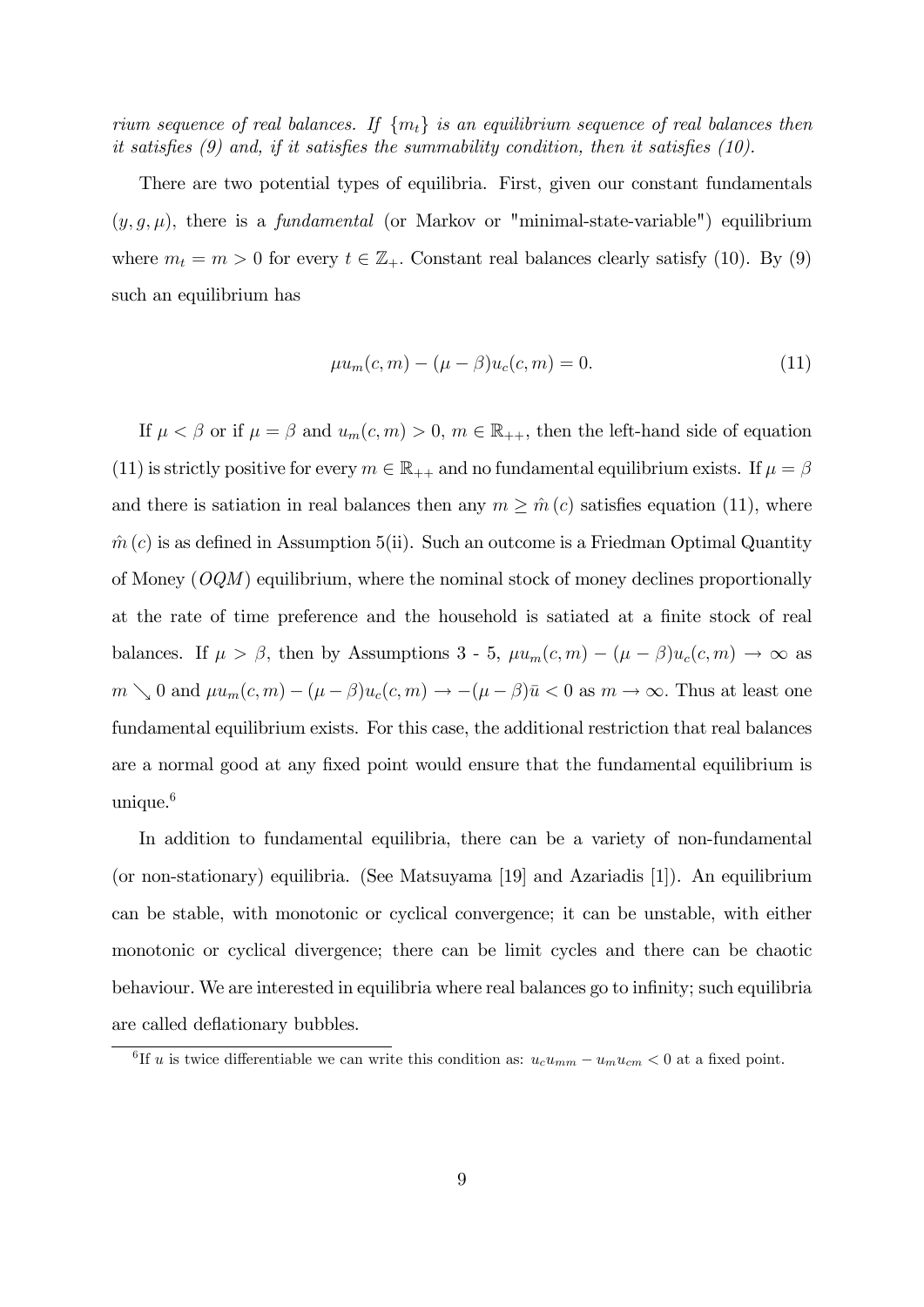*rium sequence of real balances. If $\{m_t\}$ is an equilibrium sequence of real balances then it satisfies (9) and, if it satisfies the summability condition, then it satisfies (10).*

There are two potential types of equilibria. First, given our constant fundamentals $(y, g, \mu)$, there is a *fundamental* (or Markov or "minimal-state-variable") equilibrium where $m_t = m > 0$ for every $t \in \mathbb{Z}_+$. Constant real balances clearly satisfy (10). By (9) such an equilibrium has

$$\mu u_m(c, m) - (\mu - \beta) u_c(c, m) = 0. \tag{11}$$

If $\mu < \beta$ or if $\mu = \beta$ and $u_m(c, m) > 0$, $m \in \mathbb{R}_{++}$, then the left-hand side of equation (11) is strictly positive for every $m \in \mathbb{R}_{++}$ and no fundamental equilibrium exists. If $\mu = \beta$ and there is satiation in real balances then any $m \geq \hat{m}(c)$ satisfies equation (11), where $\hat{m}(c)$ is as defined in Assumption 5(ii). Such an outcome is a Friedman Optimal Quantity of Money ($OQM$) equilibrium, where the nominal stock of money declines proportionally at the rate of time preference and the household is satiated at a finite stock of real balances. If $\mu > \beta$, then by Assumptions 3 - 5, $\mu u_m(c, m) - (\mu - \beta) u_c(c, m) \to \infty$ as $m \searrow 0$ and $\mu u_m(c, m) - (\mu - \beta) u_c(c, m) \to -(\mu - \beta)\bar{u} < 0$ as $m \to \infty$. Thus at least one fundamental equilibrium exists. For this case, the additional restriction that real balances are a normal good at any fixed point would ensure that the fundamental equilibrium is unique.[6]

In addition to fundamental equilibria, there can be a variety of non-fundamental (or non-stationary) equilibria. (See Matsuyama [19] and Azariadis [1]). An equilibrium can be stable, with monotonic or cyclical convergence; it can be unstable, with either monotonic or cyclical divergence; there can be limit cycles and there can be chaotic behaviour. We are interested in equilibria where real balances go to infinity; such equilibria are called deflationary bubbles.

[6] If $u$ is twice differentiable we can write this condition as: $u_c u_{mm} - u_m u_{cm} < 0$ at a fixed point.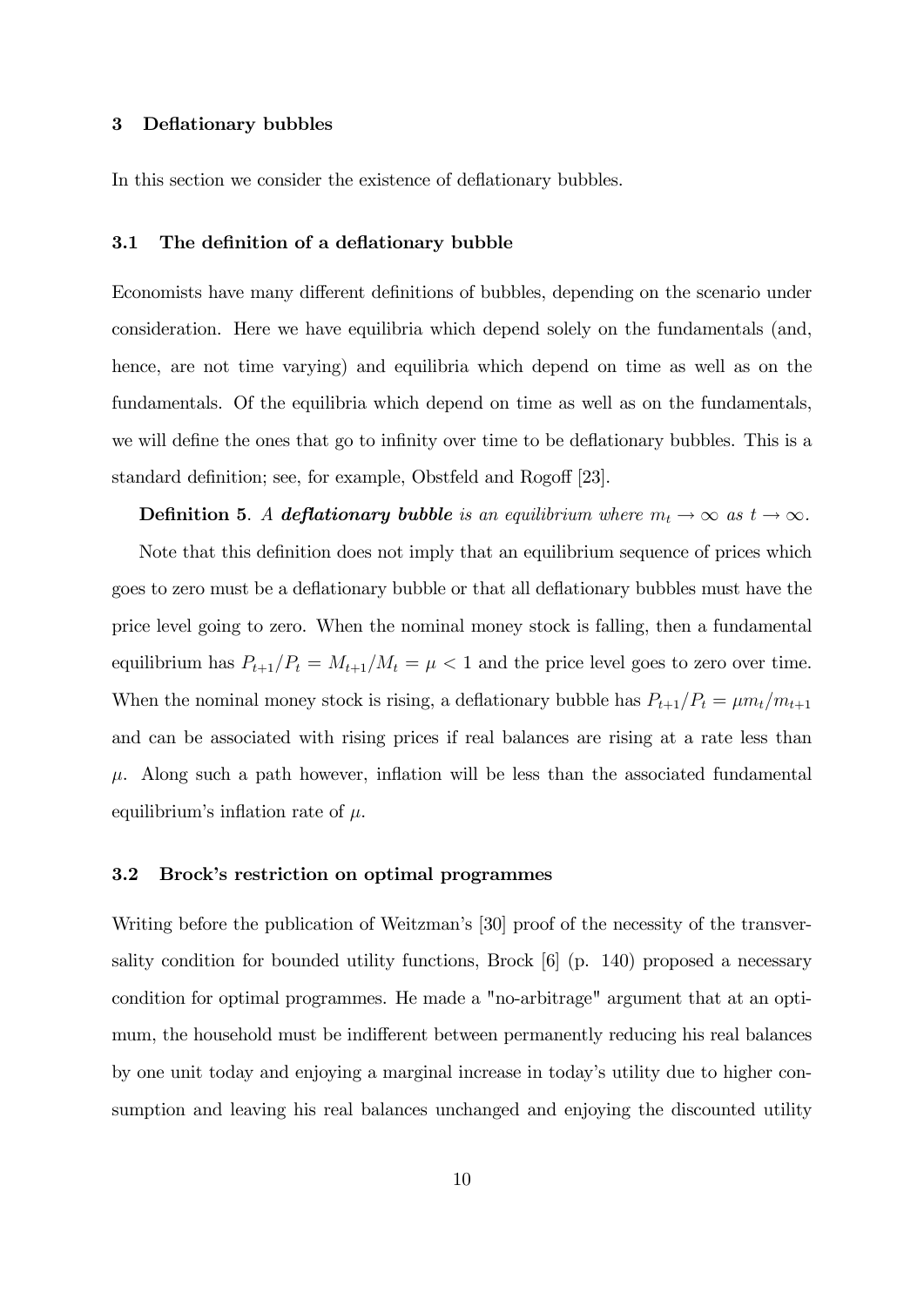## 3 Deflationary bubbles

In this section we consider the existence of deflationary bubbles.

### 3.1 The definition of a deflationary bubble

Economists have many different definitions of bubbles, depending on the scenario under consideration. Here we have equilibria which depend solely on the fundamentals (and, hence, are not time varying) and equilibria which depend on time as well as on the fundamentals. Of the equilibria which depend on time as well as on the fundamentals, we will define the ones that go to infinity over time to be deflationary bubbles. This is a standard definition; see, for example, Obstfeld and Rogoff [23].

**Definition 5**. *A **deflationary bubble** is an equilibrium where $m_t \to \infty$ as $t \to \infty$.*

Note that this definition does not imply that an equilibrium sequence of prices which goes to zero must be a deflationary bubble or that all deflationary bubbles must have the price level going to zero. When the nominal money stock is falling, then a fundamental equilibrium has $P_{t+1}/P_t = M_{t+1}/M_t = \mu < 1$ and the price level goes to zero over time. When the nominal money stock is rising, a deflationary bubble has $P_{t+1}/P_t = \mu m_t/m_{t+1}$ and can be associated with rising prices if real balances are rising at a rate less than $\mu$. Along such a path however, inflation will be less than the associated fundamental equilibrium's inflation rate of $\mu$.

### 3.2 Brock's restriction on optimal programmes

Writing before the publication of Weitzman's [30] proof of the necessity of the transversality condition for bounded utility functions, Brock [6] (p. 140) proposed a necessary condition for optimal programmes. He made a "no-arbitrage" argument that at an optimum, the household must be indifferent between permanently reducing his real balances by one unit today and enjoying a marginal increase in today's utility due to higher consumption and leaving his real balances unchanged and enjoying the discounted utility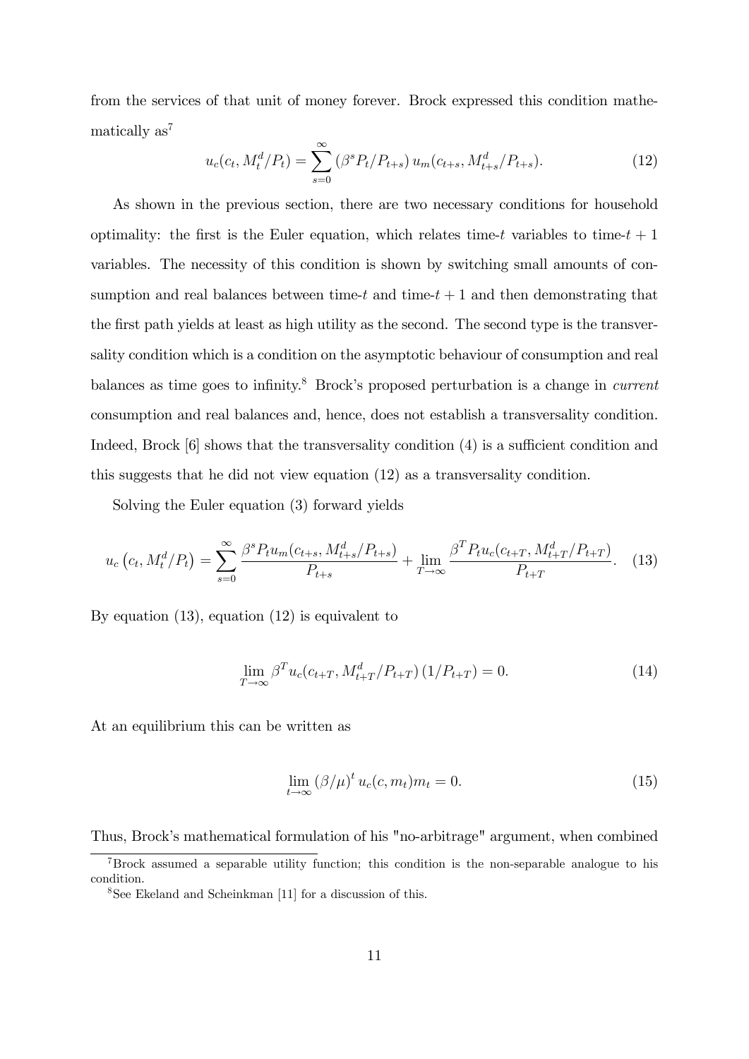from the services of that unit of money forever. Brock expressed this condition mathematically as[7]

$$u_c(c_t, M_t^d/P_t) = \sum_{s=0}^{\infty} (\beta^s P_t/P_{t+s})\, u_m(c_{t+s}, M_{t+s}^d/P_{t+s}). \tag{12}$$

As shown in the previous section, there are two necessary conditions for household optimality: the first is the Euler equation, which relates time-$t$ variables to time-$t+1$ variables. The necessity of this condition is shown by switching small amounts of consumption and real balances between time-$t$ and time-$t+1$ and then demonstrating that the first path yields at least as high utility as the second. The second type is the transversality condition which is a condition on the asymptotic behaviour of consumption and real balances as time goes to infinity.[8] Brock's proposed perturbation is a change in *current* consumption and real balances and, hence, does not establish a transversality condition. Indeed, Brock [6] shows that the transversality condition (4) is a sufficient condition and this suggests that he did not view equation (12) as a transversality condition.

Solving the Euler equation (3) forward yields

$$u_c\left(c_t, M_t^d/P_t\right) = \sum_{s=0}^{\infty} \frac{\beta^s P_t u_m(c_{t+s}, M_{t+s}^d/P_{t+s})}{P_{t+s}} + \lim_{T\to\infty} \frac{\beta^T P_t u_c(c_{t+T}, M_{t+T}^d/P_{t+T})}{P_{t+T}}. \tag{13}$$

By equation (13), equation (12) is equivalent to

$$\lim_{T\to\infty} \beta^T u_c(c_{t+T}, M_{t+T}^d/P_{t+T})\,(1/P_{t+T}) = 0. \tag{14}$$

At an equilibrium this can be written as

$$\lim_{t\to\infty} (\beta/\mu)^t\, u_c(c, m_t) m_t = 0. \tag{15}$$

Thus, Brock's mathematical formulation of his "no-arbitrage" argument, when combined

[7] Brock assumed a separable utility function; this condition is the non-separable analogue to his condition.

[8] See Ekeland and Scheinkman [11] for a discussion of this.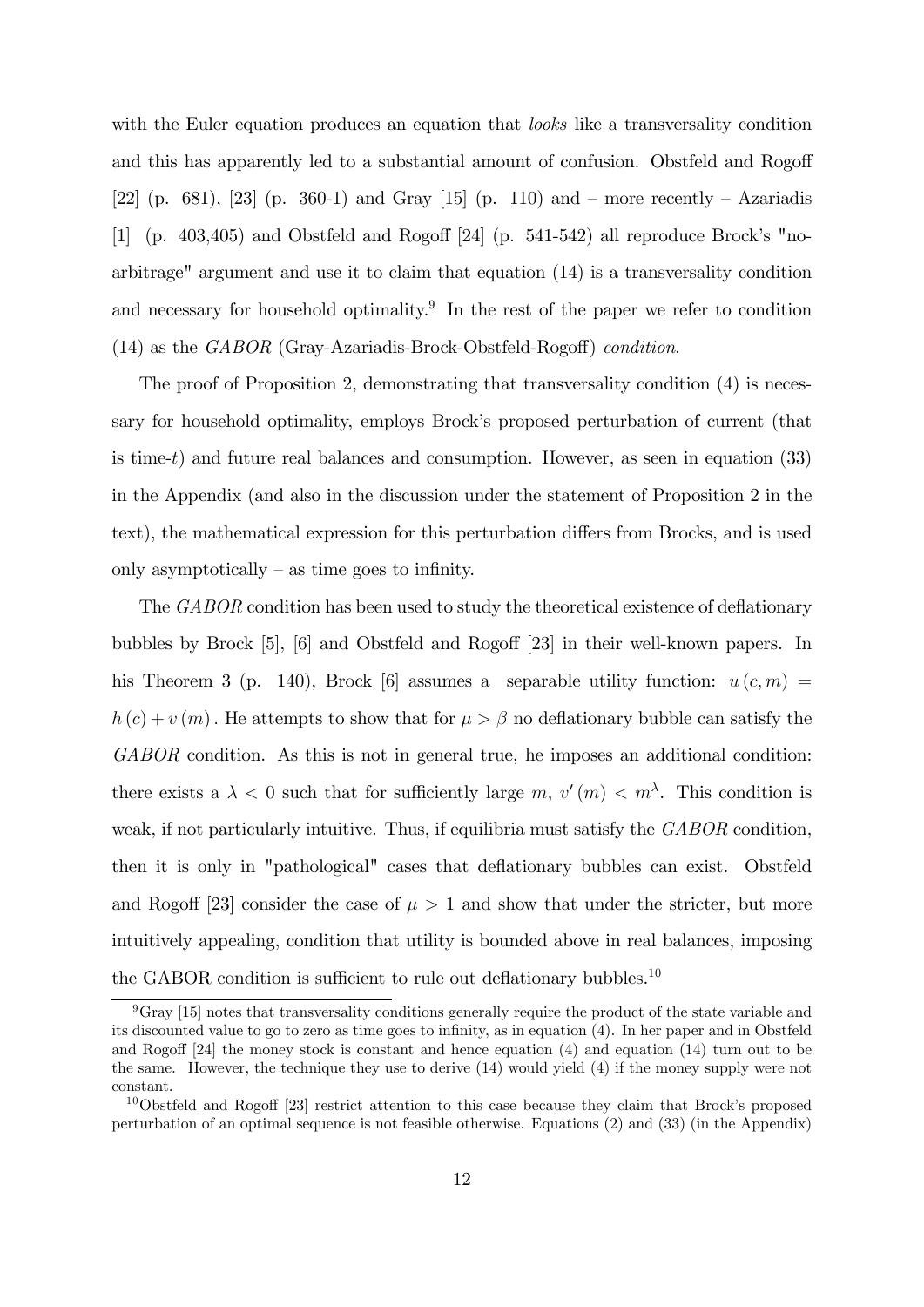with the Euler equation produces an equation that *looks* like a transversality condition and this has apparently led to a substantial amount of confusion. Obstfeld and Rogoff [22] (p. 681), [23] (p. 360-1) and Gray [15] (p. 110) and – more recently – Azariadis [1] (p. 403,405) and Obstfeld and Rogoff [24] (p. 541-542) all reproduce Brock's "no-arbitrage" argument and use it to claim that equation (14) is a transversality condition and necessary for household optimality.[9] In the rest of the paper we refer to condition (14) as the *GABOR* (Gray-Azariadis-Brock-Obstfeld-Rogoff) *condition*.

The proof of Proposition 2, demonstrating that transversality condition (4) is necessary for household optimality, employs Brock's proposed perturbation of current (that is time-$t$) and future real balances and consumption. However, as seen in equation (33) in the Appendix (and also in the discussion under the statement of Proposition 2 in the text), the mathematical expression for this perturbation differs from Brocks, and is used only asymptotically – as time goes to infinity.

The *GABOR* condition has been used to study the theoretical existence of deflationary bubbles by Brock [5], [6] and Obstfeld and Rogoff [23] in their well-known papers. In his Theorem 3 (p. 140), Brock [6] assumes a separable utility function: $u(c,m) = h(c) + v(m)$. He attempts to show that for $\mu > \beta$ no deflationary bubble can satisfy the *GABOR* condition. As this is not in general true, he imposes an additional condition: there exists a $\lambda < 0$ such that for sufficiently large $m$, $v'(m) < m^{\lambda}$. This condition is weak, if not particularly intuitive. Thus, if equilibria must satisfy the *GABOR* condition, then it is only in "pathological" cases that deflationary bubbles can exist. Obstfeld and Rogoff [23] consider the case of $\mu > 1$ and show that under the stricter, but more intuitively appealing, condition that utility is bounded above in real balances, imposing the GABOR condition is sufficient to rule out deflationary bubbles.[10]

---

[9] Gray [15] notes that transversality conditions generally require the product of the state variable and its discounted value to go to zero as time goes to infinity, as in equation (4). In her paper and in Obstfeld and Rogoff [24] the money stock is constant and hence equation (4) and equation (14) turn out to be the same. However, the technique they use to derive (14) would yield (4) if the money supply were not constant.

[10] Obstfeld and Rogoff [23] restrict attention to this case because they claim that Brock's proposed perturbation of an optimal sequence is not feasible otherwise. Equations (2) and (33) (in the Appendix)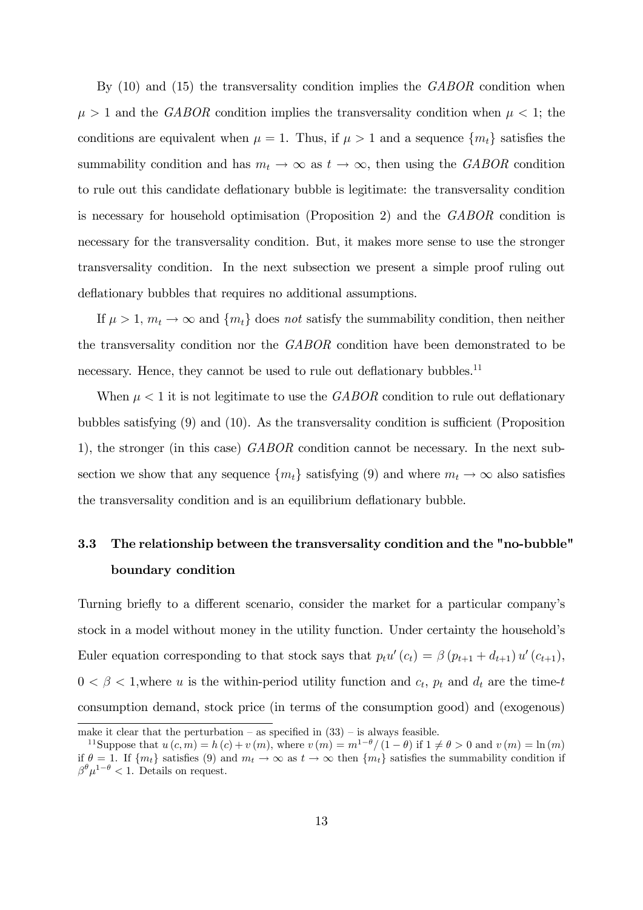By (10) and (15) the transversality condition implies the *GABOR* condition when $\mu > 1$ and the *GABOR* condition implies the transversality condition when $\mu < 1$; the conditions are equivalent when $\mu = 1$. Thus, if $\mu > 1$ and a sequence $\{m_t\}$ satisfies the summability condition and has $m_t \to \infty$ as $t \to \infty$, then using the *GABOR* condition to rule out this candidate deflationary bubble is legitimate: the transversality condition is necessary for household optimisation (Proposition 2) and the *GABOR* condition is necessary for the transversality condition. But, it makes more sense to use the stronger transversality condition. In the next subsection we present a simple proof ruling out deflationary bubbles that requires no additional assumptions.

If $\mu > 1$, $m_t \to \infty$ and $\{m_t\}$ does *not* satisfy the summability condition, then neither the transversality condition nor the *GABOR* condition have been demonstrated to be necessary. Hence, they cannot be used to rule out deflationary bubbles.[11]

When $\mu < 1$ it is not legitimate to use the *GABOR* condition to rule out deflationary bubbles satisfying (9) and (10). As the transversality condition is sufficient (Proposition 1), the stronger (in this case) *GABOR* condition cannot be necessary. In the next subsection we show that any sequence $\{m_t\}$ satisfying (9) and where $m_t \to \infty$ also satisfies the transversality condition and is an equilibrium deflationary bubble.

### 3.3 The relationship between the transversality condition and the "no-bubble" boundary condition

Turning briefly to a different scenario, consider the market for a particular company's stock in a model without money in the utility function. Under certainty the household's Euler equation corresponding to that stock says that $p_t u'(c_t) = \beta (p_{t+1} + d_{t+1}) u'(c_{t+1})$, $0 < \beta < 1$, where $u$ is the within-period utility function and $c_t$, $p_t$ and $d_t$ are the time-$t$ consumption demand, stock price (in terms of the consumption good) and (exogenous)

---

make it clear that the perturbation – as specified in (33) – is always feasible.

[11] Suppose that $u(c, m) = h(c) + v(m)$, where $v(m) = m^{1-\theta}/(1-\theta)$ if $1 \neq \theta > 0$ and $v(m) = \ln(m)$ if $\theta = 1$. If $\{m_t\}$ satisfies (9) and $m_t \to \infty$ as $t \to \infty$ then $\{m_t\}$ satisfies the summability condition if $\beta^{\theta} \mu^{1-\theta} < 1$. Details on request.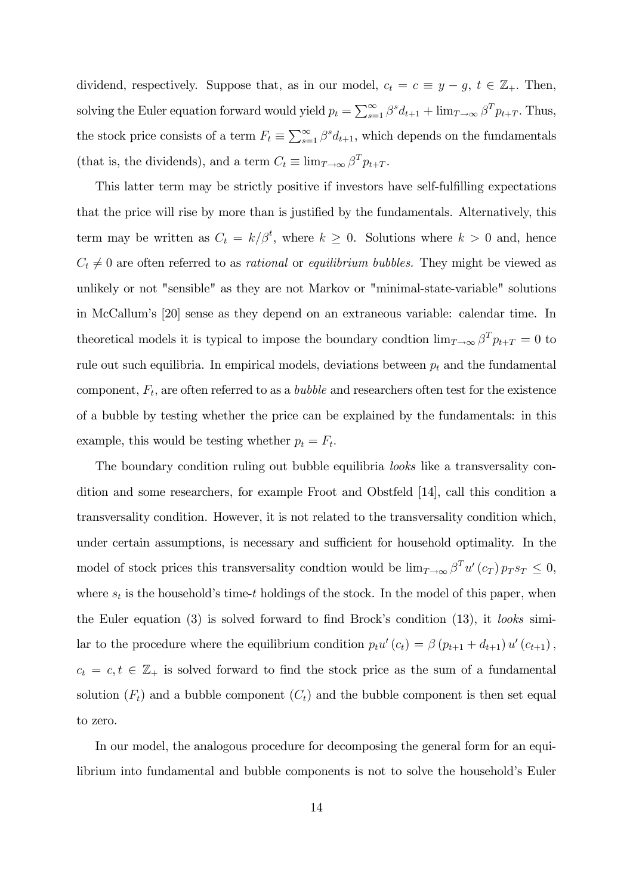dividend, respectively. Suppose that, as in our model, $c_t = c \equiv y - g$, $t \in \mathbb{Z}_+$. Then, solving the Euler equation forward would yield $p_t = \sum_{s=1}^{\infty} \beta^s d_{t+1} + \lim_{T\to\infty} \beta^T p_{t+T}$. Thus, the stock price consists of a term $F_t \equiv \sum_{s=1}^{\infty} \beta^s d_{t+1}$, which depends on the fundamentals (that is, the dividends), and a term $C_t \equiv \lim_{T\to\infty} \beta^T p_{t+T}$.

This latter term may be strictly positive if investors have self-fulfilling expectations that the price will rise by more than is justified by the fundamentals. Alternatively, this term may be written as $C_t = k/\beta^t$, where $k \geq 0$. Solutions where $k > 0$ and, hence $C_t \neq 0$ are often referred to as *rational* or *equilibrium bubbles.* They might be viewed as unlikely or not "sensible" as they are not Markov or "minimal-state-variable" solutions in McCallum's [20] sense as they depend on an extraneous variable: calendar time. In theoretical models it is typical to impose the boundary condtion $\lim_{T\to\infty} \beta^T p_{t+T} = 0$ to rule out such equilibria. In empirical models, deviations between $p_t$ and the fundamental component, $F_t$, are often referred to as a *bubble* and researchers often test for the existence of a bubble by testing whether the price can be explained by the fundamentals: in this example, this would be testing whether $p_t = F_t$.

The boundary condition ruling out bubble equilibria *looks* like a transversality condition and some researchers, for example Froot and Obstfeld [14], call this condition a transversality condition. However, it is not related to the transversality condition which, under certain assumptions, is necessary and sufficient for household optimality. In the model of stock prices this transversality condtion would be $\lim_{T\to\infty} \beta^T u'(c_T) p_T s_T \leq 0$, where $s_t$ is the household's time-$t$ holdings of the stock. In the model of this paper, when the Euler equation (3) is solved forward to find Brock's condition (13), it *looks* similar to the procedure where the equilibrium condition $p_t u'(c_t) = \beta (p_{t+1} + d_{t+1}) u'(c_{t+1})$, $c_t = c, t \in \mathbb{Z}_+$ is solved forward to find the stock price as the sum of a fundamental solution $(F_t)$ and a bubble component $(C_t)$ and the bubble component is then set equal to zero.

In our model, the analogous procedure for decomposing the general form for an equilibrium into fundamental and bubble components is not to solve the household's Euler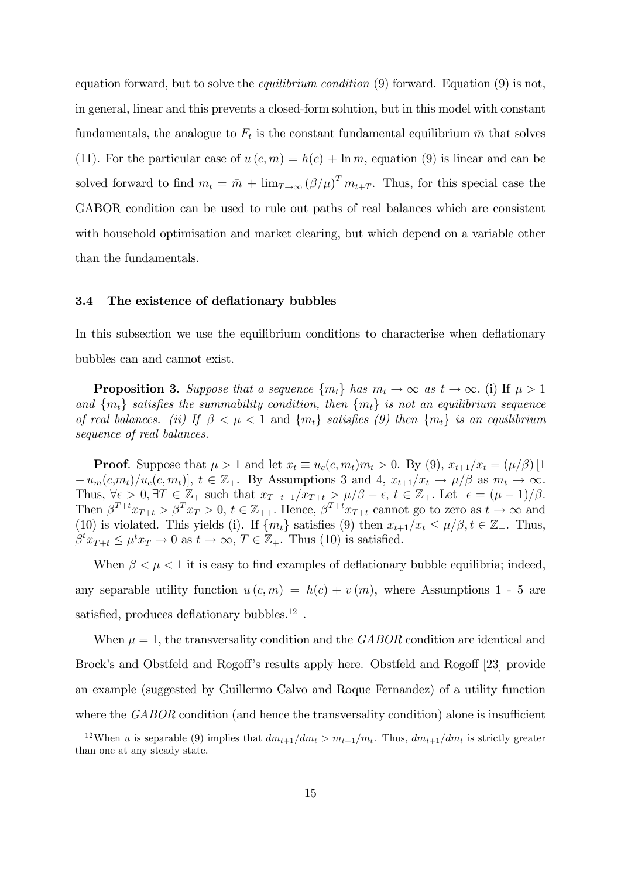equation forward, but to solve the *equilibrium condition* (9) forward. Equation (9) is not, in general, linear and this prevents a closed-form solution, but in this model with constant fundamentals, the analogue to $F_t$ is the constant fundamental equilibrium $\bar{m}$ that solves (11). For the particular case of $u(c, m) = h(c) + \ln m$, equation (9) is linear and can be solved forward to find $m_t = \bar{m} + \lim_{T \to \infty} (\beta/\mu)^T m_{t+T}$. Thus, for this special case the GABOR condition can be used to rule out paths of real balances which are consistent with household optimisation and market clearing, but which depend on a variable other than the fundamentals.

### 3.4 The existence of deflationary bubbles

In this subsection we use the equilibrium conditions to characterise when deflationary bubbles can and cannot exist.

**Proposition 3**. *Suppose that a sequence $\{m_t\}$ has $m_t \to \infty$ as $t \to \infty$. (i) If $\mu > 1$ and $\{m_t\}$ satisfies the summability condition, then $\{m_t\}$ is not an equilibrium sequence of real balances. (ii) If $\beta < \mu < 1$ and $\{m_t\}$ satisfies (9) then $\{m_t\}$ is an equilibrium sequence of real balances.*

**Proof**. Suppose that $\mu > 1$ and let $x_t \equiv u_c(c, m_t)m_t > 0$. By (9), $x_{t+1}/x_t = (\mu/\beta)[1 - u_m(c,m_t)/u_c(c, m_t)]$, $t \in \mathbb{Z}_+$. By Assumptions 3 and 4, $x_{t+1}/x_t \to \mu/\beta$ as $m_t \to \infty$. Thus, $\forall \epsilon > 0, \exists T \in \mathbb{Z}_+$ such that $x_{T+t+1}/x_{T+t} > \mu/\beta - \epsilon$, $t \in \mathbb{Z}_+$. Let $\epsilon = (\mu - 1)/\beta$. Then $\beta^{T+t} x_{T+t} > \beta^T x_T > 0$, $t \in \mathbb{Z}_{++}$. Hence, $\beta^{T+t} x_{T+t}$ cannot go to zero as $t \to \infty$ and (10) is violated. This yields (i). If $\{m_t\}$ satisfies (9) then $x_{t+1}/x_t \leq \mu/\beta, t \in \mathbb{Z}_+$. Thus, $\beta^t x_{T+t} \leq \mu^t x_T \to 0$ as $t \to \infty$, $T \in \mathbb{Z}_+$. Thus (10) is satisfied.

When $\beta < \mu < 1$ it is easy to find examples of deflationary bubble equilibria; indeed, any separable utility function $u(c, m) = h(c) + v(m)$, where Assumptions 1 - 5 are satisfied, produces deflationary bubbles.[12] .

When $\mu = 1$, the transversality condition and the *GABOR* condition are identical and Brock's and Obstfeld and Rogoff's results apply here. Obstfeld and Rogoff [23] provide an example (suggested by Guillermo Calvo and Roque Fernandez) of a utility function where the *GABOR* condition (and hence the transversality condition) alone is insufficient

[12] When $u$ is separable (9) implies that $dm_{t+1}/dm_t > m_{t+1}/m_t$. Thus, $dm_{t+1}/dm_t$ is strictly greater than one at any steady state.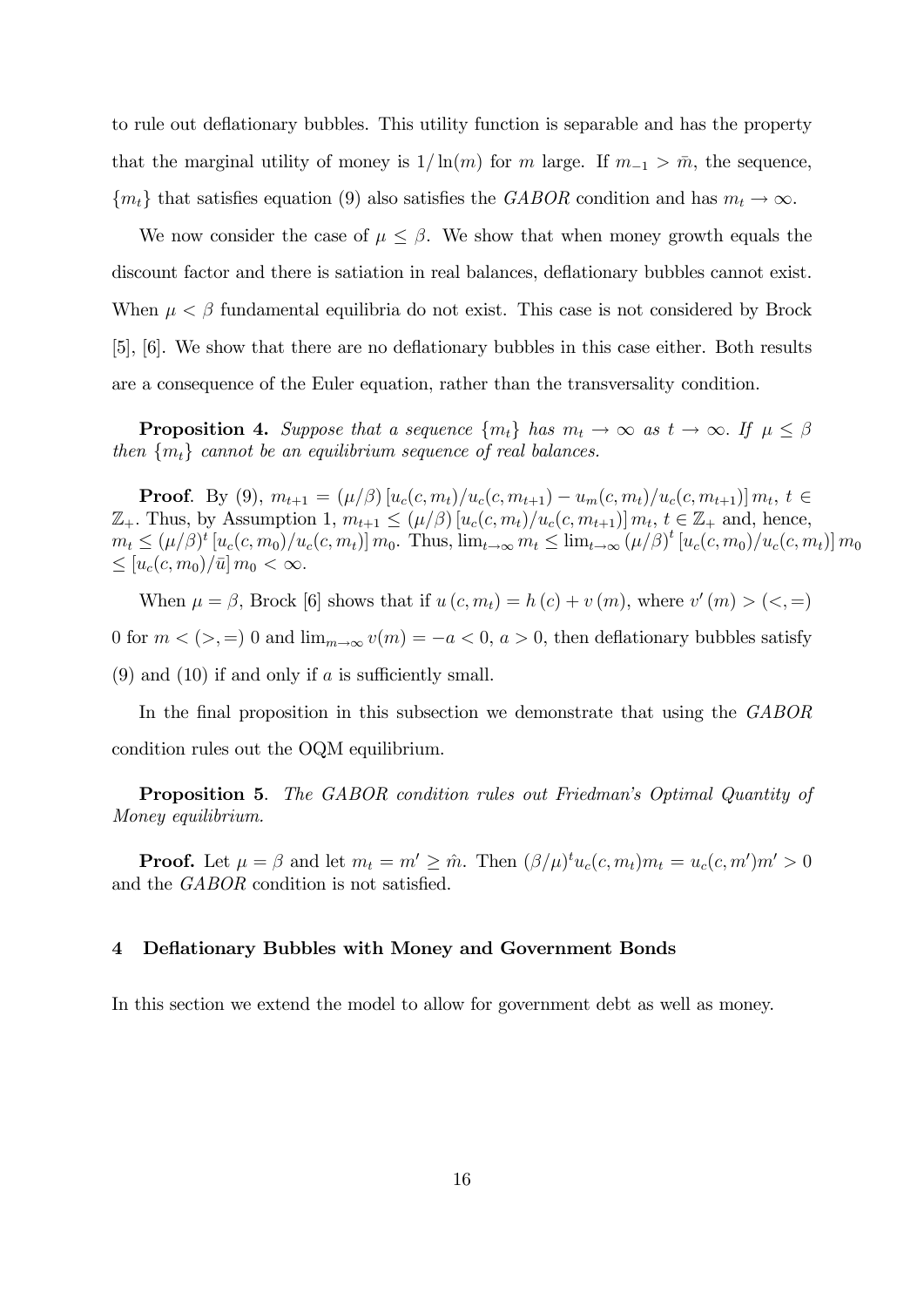to rule out deflationary bubbles. This utility function is separable and has the property that the marginal utility of money is $1/\ln(m)$ for $m$ large. If $m_{-1} > \bar{m}$, the sequence, $\{m_t\}$ that satisfies equation (9) also satisfies the *GABOR* condition and has $m_t \to \infty$.

We now consider the case of $\mu \leq \beta$. We show that when money growth equals the discount factor and there is satiation in real balances, deflationary bubbles cannot exist. When $\mu < \beta$ fundamental equilibria do not exist. This case is not considered by Brock [5], [6]. We show that there are no deflationary bubbles in this case either. Both results are a consequence of the Euler equation, rather than the transversality condition.

**Proposition 4.** *Suppose that a sequence $\{m_t\}$ has $m_t \to \infty$ as $t \to \infty$. If $\mu \leq \beta$ then $\{m_t\}$ cannot be an equilibrium sequence of real balances.*

**Proof**. By (9), $m_{t+1} = (\mu/\beta)\left[u_c(c,m_t)/u_c(c,m_{t+1}) - u_m(c,m_t)/u_c(c,m_{t+1})\right] m_t$, $t \in \mathbb{Z}_+$. Thus, by Assumption 1, $m_{t+1} \leq (\mu/\beta)\left[u_c(c,m_t)/u_c(c,m_{t+1})\right] m_t$, $t \in \mathbb{Z}_+$ and, hence, $m_t \leq (\mu/\beta)^t \left[u_c(c,m_0)/u_c(c,m_t)\right] m_0$. Thus, $\lim_{t\to\infty} m_t \leq \lim_{t\to\infty} (\mu/\beta)^t \left[u_c(c,m_0)/u_c(c,m_t)\right] m_0$ $\leq \left[u_c(c,m_0)/\bar{u}\right] m_0 < \infty$.

When $\mu = \beta$, Brock [6] shows that if $u(c,m_t) = h(c) + v(m)$, where $v'(m) > (<,=)$ 0 for $m < (>,=)$ 0 and $\lim_{m\to\infty} v(m) = -a < 0$, $a > 0$, then deflationary bubbles satisfy (9) and (10) if and only if $a$ is sufficiently small.

In the final proposition in this subsection we demonstrate that using the *GABOR* condition rules out the OQM equilibrium.

**Proposition 5**. *The GABOR condition rules out Friedman's Optimal Quantity of Money equilibrium.*

**Proof.** Let $\mu = \beta$ and let $m_t = m' \geq \hat{m}$. Then $(\beta/\mu)^t u_c(c,m_t)m_t = u_c(c,m')m' > 0$ and the *GABOR* condition is not satisfied.

## 4 Deflationary Bubbles with Money and Government Bonds

In this section we extend the model to allow for government debt as well as money.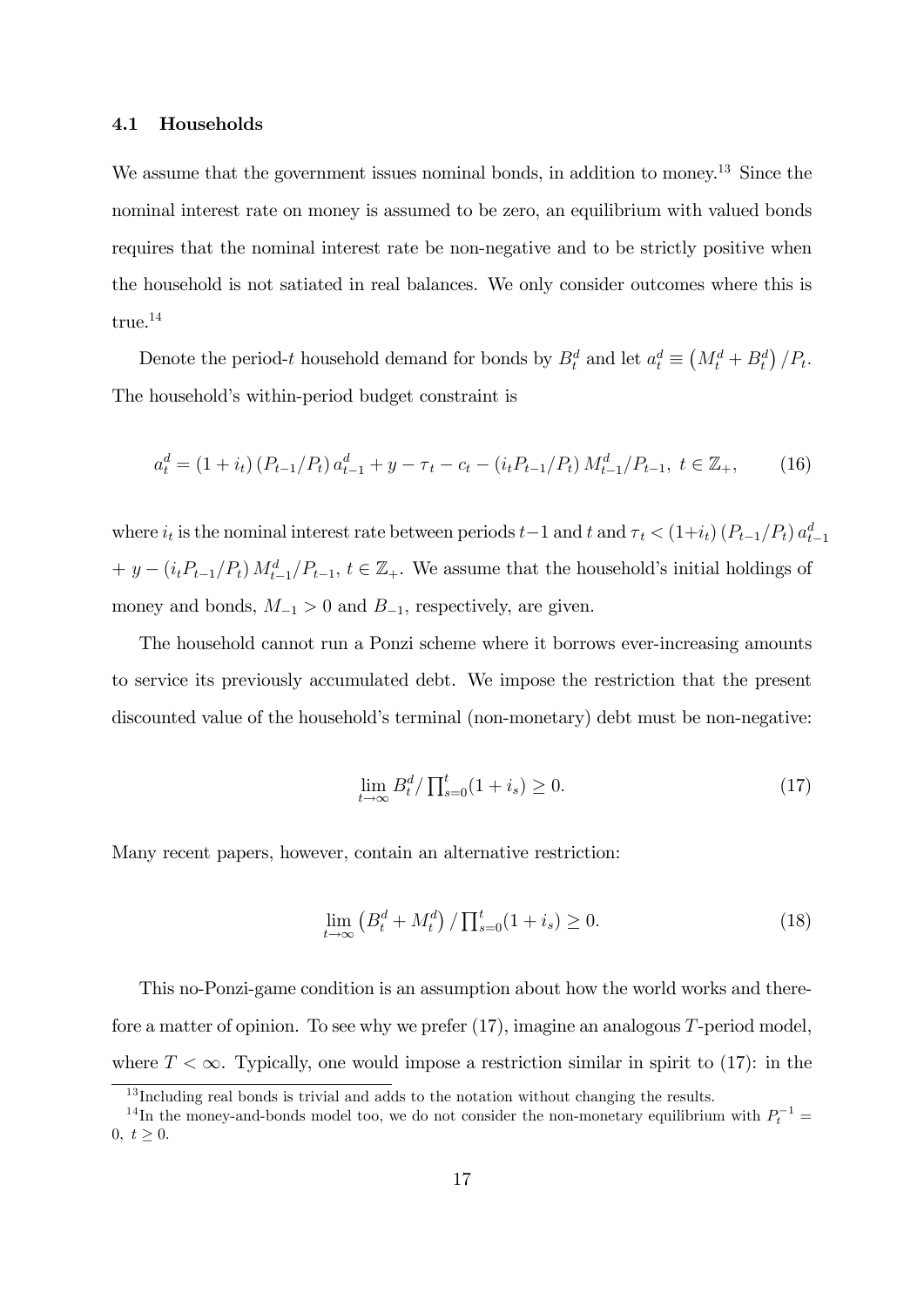### 4.1 Households

We assume that the government issues nominal bonds, in addition to money.[13] Since the nominal interest rate on money is assumed to be zero, an equilibrium with valued bonds requires that the nominal interest rate be non-negative and to be strictly positive when the household is not satiated in real balances. We only consider outcomes where this is true.[14]

Denote the period-$t$ household demand for bonds by $B_t^d$ and let $a_t^d \equiv \left(M_t^d + B_t^d\right)/P_t$. The household's within-period budget constraint is

$$a_t^d = (1+i_t)\left(P_{t-1}/P_t\right) a_{t-1}^d + y - \tau_t - c_t - \left(i_t P_{t-1}/P_t\right) M_{t-1}^d/P_{t-1},\ t \in \mathbb{Z}_+, \tag{16}$$

where $i_t$ is the nominal interest rate between periods $t-1$ and $t$ and $\tau_t < (1+i_t)\left(P_{t-1}/P_t\right) a_{t-1}^d$ $+\ y - \left(i_t P_{t-1}/P_t\right) M_{t-1}^d/P_{t-1},\ t \in \mathbb{Z}_+$. We assume that the household's initial holdings of money and bonds, $M_{-1} > 0$ and $B_{-1}$, respectively, are given.

The household cannot run a Ponzi scheme where it borrows ever-increasing amounts to service its previously accumulated debt. We impose the restriction that the present discounted value of the household's terminal (non-monetary) debt must be non-negative:

$$\lim_{t\to\infty} B_t^d / \textstyle\prod_{s=0}^{t}(1+i_s) \geq 0. \tag{17}$$

Many recent papers, however, contain an alternative restriction:

$$\lim_{t\to\infty} \left(B_t^d + M_t^d\right) / \textstyle\prod_{s=0}^{t}(1+i_s) \geq 0. \tag{18}$$

This no-Ponzi-game condition is an assumption about how the world works and therefore a matter of opinion. To see why we prefer (17), imagine an analogous $T$-period model, where $T < \infty$. Typically, one would impose a restriction similar in spirit to (17): in the

[13] Including real bonds is trivial and adds to the notation without changing the results.

[14] In the money-and-bonds model too, we do not consider the non-monetary equilibrium with $P_t^{-1} = 0,\ t \geq 0$.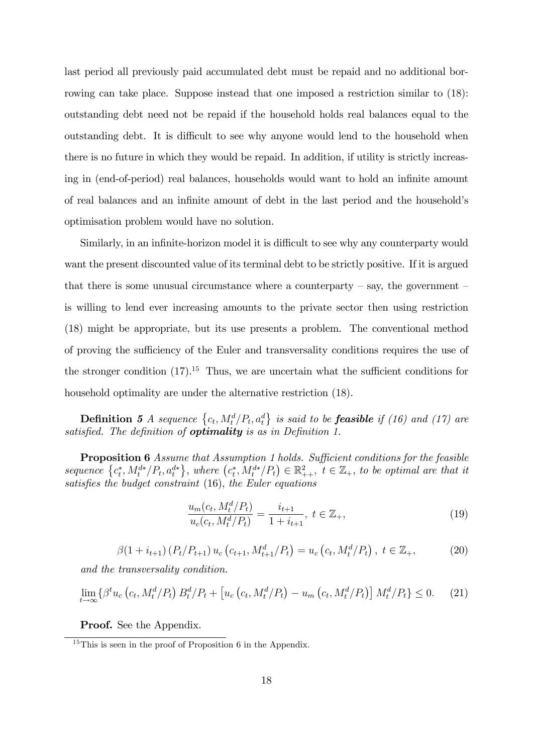last period all previously paid accumulated debt must be repaid and no additional borrowing can take place. Suppose instead that one imposed a restriction similar to (18): outstanding debt need not be repaid if the household holds real balances equal to the outstanding debt. It is difficult to see why anyone would lend to the household when there is no future in which they would be repaid. In addition, if utility is strictly increasing in (end-of-period) real balances, households would want to hold an infinite amount of real balances and an infinite amount of debt in the last period and the household's optimisation problem would have no solution.

Similarly, in an infinite-horizon model it is difficult to see why any counterparty would want the present discounted value of its terminal debt to be strictly positive. If it is argued that there is some unusual circumstance where a counterparty – say, the government – is willing to lend ever increasing amounts to the private sector then using restriction (18) might be appropriate, but its use presents a problem. The conventional method of proving the sufficiency of the Euler and transversality conditions requires the use of the stronger condition (17).[15] Thus, we are uncertain what the sufficient conditions for household optimality are under the alternative restriction (18).

**Definition 5** *A sequence $\left\{c_t, M_t^d/P_t, a_t^d\right\}$ is said to be **feasible** if (16) and (17) are satisfied. The definition of **optimality** is as in Definition 1.*

**Proposition 6** *Assume that Assumption 1 holds. Sufficient conditions for the feasible sequence $\left\{c_t^*, M_t^{d*}/P_t, a_t^{d*}\right\}$, where $\left(c_t^*, M_t^{d*}/P_t\right) \in \mathbb{R}_{++}^2$, $t \in \mathbb{Z}_+$, to be optimal are that it satisfies the budget constraint* (16), *the Euler equations*

$$\frac{u_m(c_t, M_t^d/P_t)}{u_c(c_t, M_t^d/P_t)} = \frac{i_{t+1}}{1+i_{t+1}},\ t \in \mathbb{Z}_+, \tag{19}$$

$$\beta(1+i_{t+1})\left(P_t/P_{t+1}\right) u_c\left(c_{t+1}, M_{t+1}^d/P_t\right) = u_c\left(c_t, M_t^d/P_t\right),\ t \in \mathbb{Z}_+, \tag{20}$$

*and the transversality condition.*

$$\lim_{t\to\infty}\{\beta^t u_c\left(c_t, M_t^d/P_t\right) B_t^d/P_t + \left[u_c\left(c_t, M_t^d/P_t\right) - u_m\left(c_t, M_t^d/P_t\right)\right] M_t^d/P_t\} \leq 0. \tag{21}$$

**Proof.** See the Appendix.

[15] This is seen in the proof of Proposition 6 in the Appendix.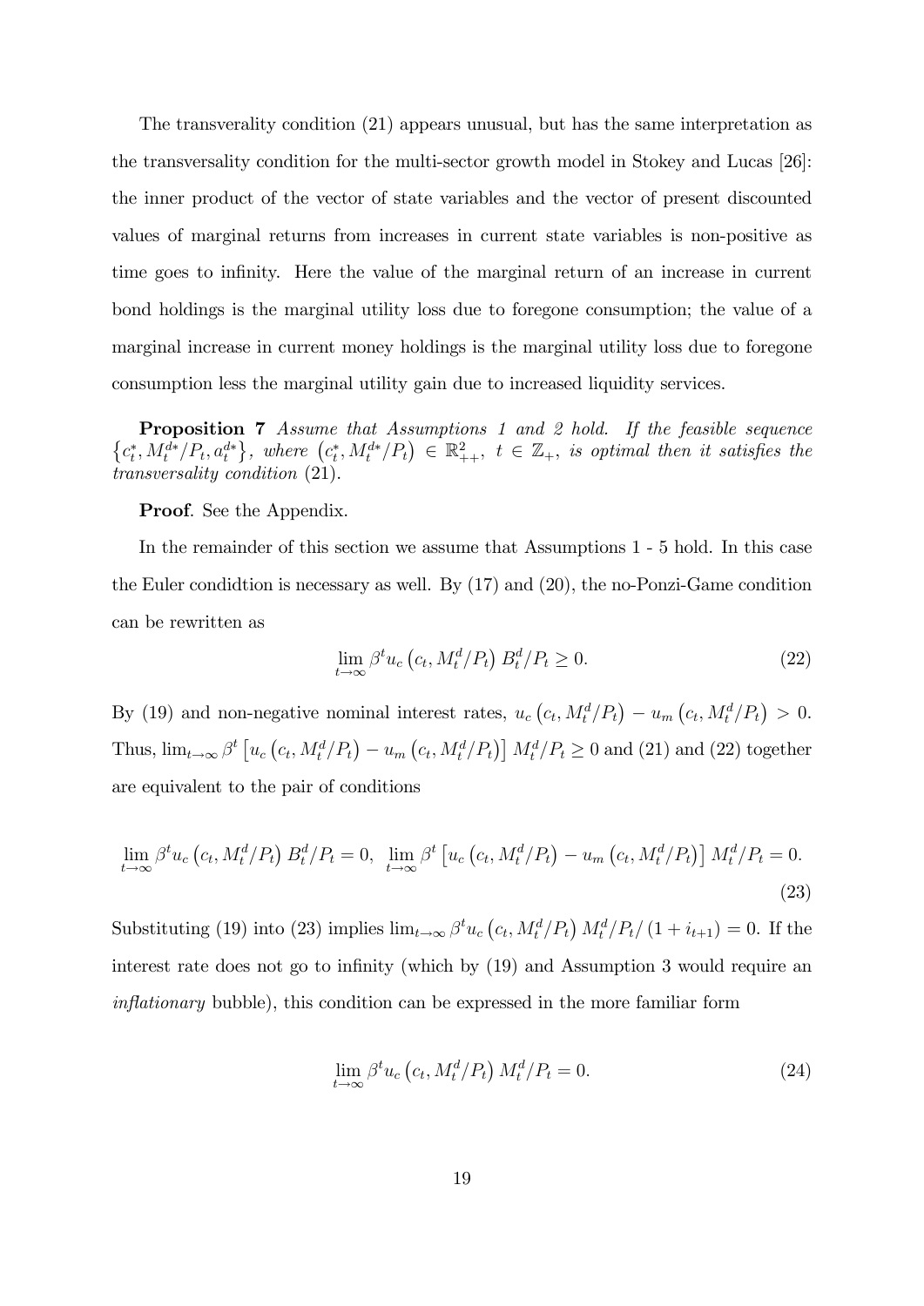The transverality condition (21) appears unusual, but has the same interpretation as the transversality condition for the multi-sector growth model in Stokey and Lucas [26]: the inner product of the vector of state variables and the vector of present discounted values of marginal returns from increases in current state variables is non-positive as time goes to infinity. Here the value of the marginal return of an increase in current bond holdings is the marginal utility loss due to foregone consumption; the value of a marginal increase in current money holdings is the marginal utility loss due to foregone consumption less the marginal utility gain due to increased liquidity services.

**Proposition 7** *Assume that Assumptions 1 and 2 hold. If the feasible sequence* $\left\{c_t^*, M_t^{d*}/P_t, a_t^{d*}\right\}$*, where* $\left(c_t^*, M_t^{d*}/P_t\right) \in \mathbb{R}^2_{++}$*,* $t \in \mathbb{Z}_+$*, is optimal then it satisfies the transversality condition* (21)*.*

**Proof**. See the Appendix.

In the remainder of this section we assume that Assumptions 1 - 5 hold. In this case the Euler condidtion is necessary as well. By (17) and (20), the no-Ponzi-Game condition can be rewritten as

$$\lim_{t\to\infty} \beta^t u_c\left(c_t, M_t^d/P_t\right) B_t^d/P_t \geq 0. \tag{22}$$

By (19) and non-negative nominal interest rates, $u_c\left(c_t, M_t^d/P_t\right) - u_m\left(c_t, M_t^d/P_t\right) > 0$. Thus, $\lim_{t\to\infty} \beta^t \left[u_c\left(c_t, M_t^d/P_t\right) - u_m\left(c_t, M_t^d/P_t\right)\right] M_t^d/P_t \geq 0$ and (21) and (22) together are equivalent to the pair of conditions

$$\lim_{t\to\infty} \beta^t u_c\left(c_t, M_t^d/P_t\right) B_t^d/P_t = 0, \;\; \lim_{t\to\infty} \beta^t \left[u_c\left(c_t, M_t^d/P_t\right) - u_m\left(c_t, M_t^d/P_t\right)\right] M_t^d/P_t = 0. \tag{23}$$

Substituting (19) into (23) implies $\lim_{t\to\infty} \beta^t u_c\left(c_t, M_t^d/P_t\right) M_t^d/P_t/\left(1+i_{t+1}\right) = 0$. If the interest rate does not go to infinity (which by (19) and Assumption 3 would require an *inflationary* bubble), this condition can be expressed in the more familiar form

$$\lim_{t\to\infty} \beta^t u_c\left(c_t, M_t^d/P_t\right) M_t^d/P_t = 0. \tag{24}$$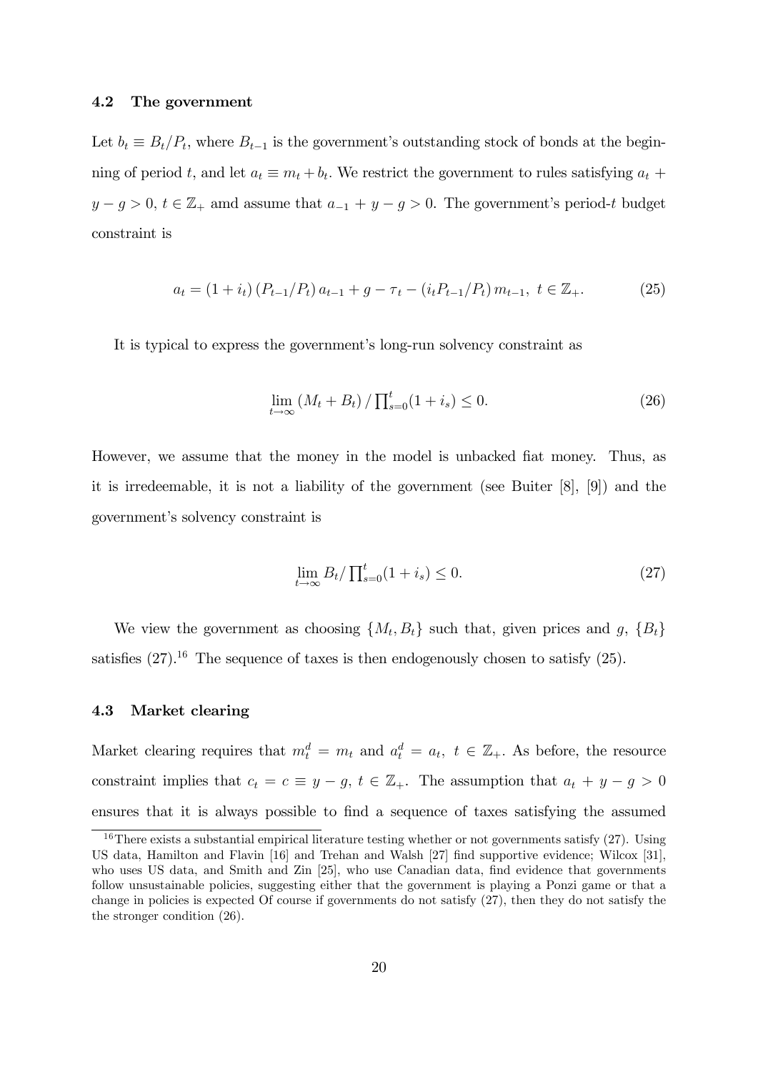### 4.2 The government

Let $b_t \equiv B_t/P_t$, where $B_{t-1}$ is the government's outstanding stock of bonds at the beginning of period $t$, and let $a_t \equiv m_t + b_t$. We restrict the government to rules satisfying $a_t + y - g > 0$, $t \in \mathbb{Z}_+$ amd assume that $a_{-1} + y - g > 0$. The government's period-$t$ budget constraint is

$$a_t = (1 + i_t)(P_{t-1}/P_t) a_{t-1} + g - \tau_t - (i_t P_{t-1}/P_t) m_{t-1}, \ t \in \mathbb{Z}_+. \tag{25}$$

It is typical to express the government's long-run solvency constraint as

$$\lim_{t \to \infty} (M_t + B_t) / \prod_{s=0}^{t} (1 + i_s) \leq 0. \tag{26}$$

However, we assume that the money in the model is unbacked fiat money. Thus, as it is irredeemable, it is not a liability of the government (see Buiter [8], [9]) and the government's solvency constraint is

$$\lim_{t \to \infty} B_t / \prod_{s=0}^{t} (1 + i_s) \leq 0. \tag{27}$$

We view the government as choosing $\{M_t, B_t\}$ such that, given prices and $g$, $\{B_t\}$ satisfies (27).[16] The sequence of taxes is then endogenously chosen to satisfy (25).

### 4.3 Market clearing

Market clearing requires that $m_t^d = m_t$ and $a_t^d = a_t$, $t \in \mathbb{Z}_+$. As before, the resource constraint implies that $c_t = c \equiv y - g$, $t \in \mathbb{Z}_+$. The assumption that $a_t + y - g > 0$ ensures that it is always possible to find a sequence of taxes satisfying the assumed

[16] There exists a substantial empirical literature testing whether or not governments satisfy (27). Using US data, Hamilton and Flavin [16] and Trehan and Walsh [27] find supportive evidence; Wilcox [31], who uses US data, and Smith and Zin [25], who use Canadian data, find evidence that governments follow unsustainable policies, suggesting either that the government is playing a Ponzi game or that a change in policies is expected Of course if governments do not satisfy (27), then they do not satisfy the the stronger condition (26).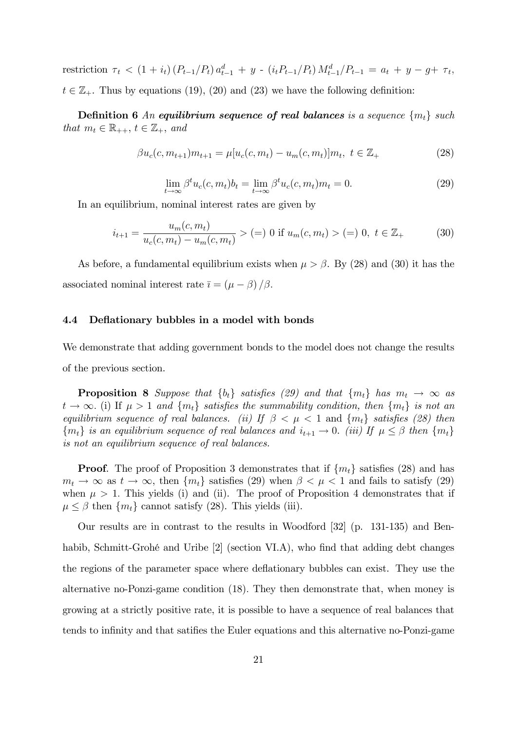restriction $\tau_t < (1 + i_t)(P_{t-1}/P_t) a^d_{t-1} + y$ - $(i_t P_{t-1}/P_t) M^d_{t-1}/P_{t-1} = a_t + y - g + \tau_t$, $t \in \mathbb{Z}_+$. Thus by equations (19), (20) and (23) we have the following definition:

**Definition 6** *An **equilibrium sequence of real balances** is a sequence $\{m_t\}$ such that $m_t \in \mathbb{R}_{++}$, $t \in \mathbb{Z}_+$, and*

$$\beta u_c(c, m_{t+1}) m_{t+1} = \mu[u_c(c, m_t) - u_m(c, m_t)] m_t, \ t \in \mathbb{Z}_+ \tag{28}$$

$$\lim_{t \to \infty} \beta^t u_c(c, m_t) b_t = \lim_{t \to \infty} \beta^t u_c(c, m_t) m_t = 0. \tag{29}$$

In an equilibrium, nominal interest rates are given by

$$i_{t+1} = \frac{u_m(c, m_t)}{u_c(c, m_t) - u_m(c, m_t)} > (=) \ 0 \text{ if } u_m(c, m_t) > (=) \ 0, \ t \in \mathbb{Z}_+ \tag{30}$$

As before, a fundamental equilibrium exists when $\mu > \beta$. By (28) and (30) it has the associated nominal interest rate $\bar{\imath} = (\mu - \beta)/\beta$.

### 4.4 Deflationary bubbles in a model with bonds

We demonstrate that adding government bonds to the model does not change the results of the previous section.

**Proposition 8** *Suppose that $\{b_t\}$ satisfies (29) and that $\{m_t\}$ has $m_t \to \infty$ as $t \to \infty$. (i) If $\mu > 1$ and $\{m_t\}$ satisfies the summability condition, then $\{m_t\}$ is not an equilibrium sequence of real balances. (ii) If $\beta < \mu < 1$* and *$\{m_t\}$ satisfies (28) then $\{m_t\}$ is an equilibrium sequence of real balances and $i_{t+1} \to 0$. (iii) If $\mu \leq \beta$ then $\{m_t\}$ is not an equilibrium sequence of real balances.*

**Proof**. The proof of Proposition 3 demonstrates that if $\{m_t\}$ satisfies (28) and has $m_t \to \infty$ as $t \to \infty$, then $\{m_t\}$ satisfies (29) when $\beta < \mu < 1$ and fails to satisfy (29) when $\mu > 1$. This yields (i) and (ii). The proof of Proposition 4 demonstrates that if $\mu \leq \beta$ then $\{m_t\}$ cannot satisfy (28). This yields (iii).

Our results are in contrast to the results in Woodford [32] (p. 131-135) and Benhabib, Schmitt-Grohé and Uribe [2] (section VI.A), who find that adding debt changes the regions of the parameter space where deflationary bubbles can exist. They use the alternative no-Ponzi-game condition (18). They then demonstrate that, when money is growing at a strictly positive rate, it is possible to have a sequence of real balances that tends to infinity and that satifies the Euler equations and this alternative no-Ponzi-game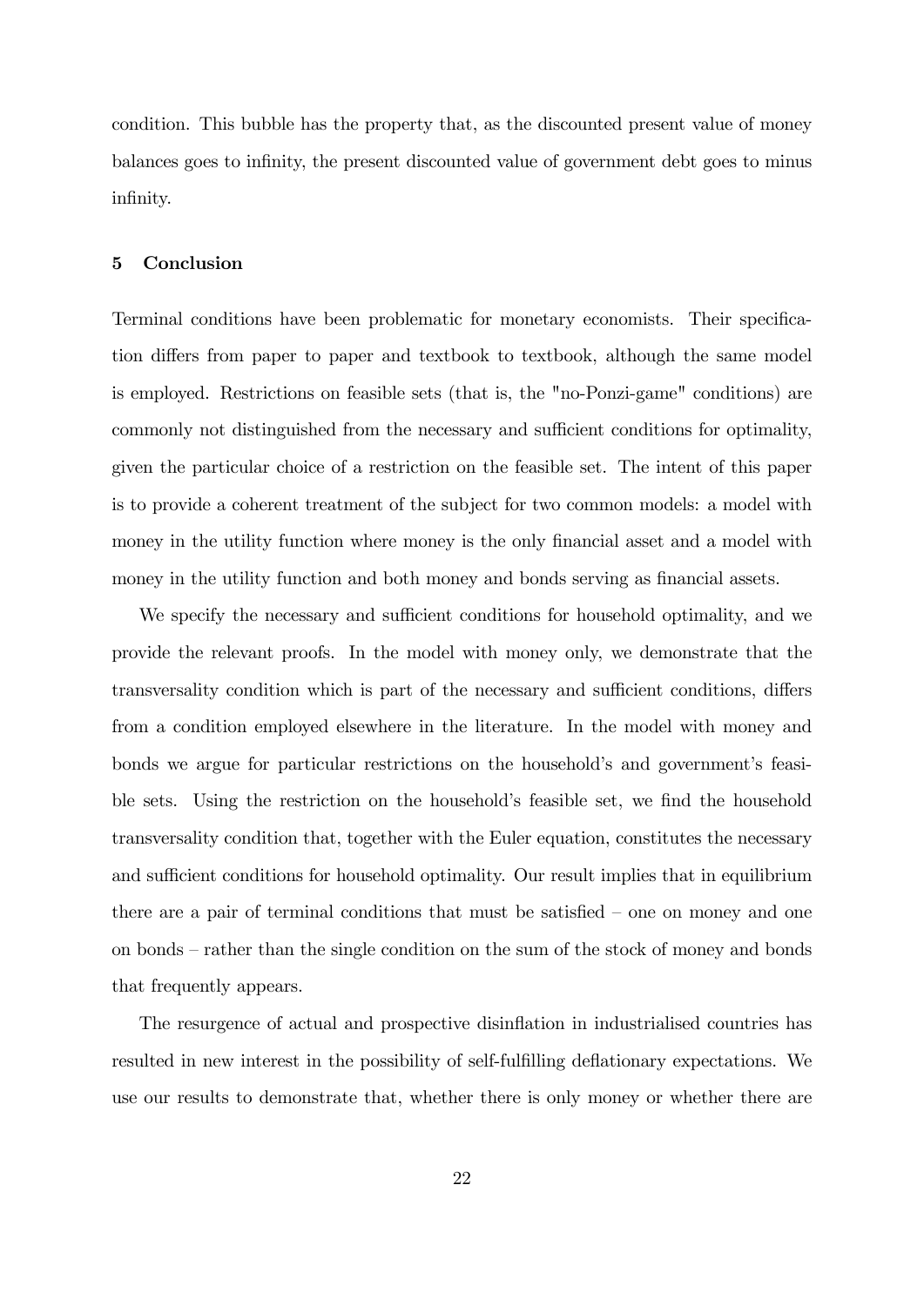condition. This bubble has the property that, as the discounted present value of money balances goes to infinity, the present discounted value of government debt goes to minus infinity.

## 5 Conclusion

Terminal conditions have been problematic for monetary economists. Their specification differs from paper to paper and textbook to textbook, although the same model is employed. Restrictions on feasible sets (that is, the "no-Ponzi-game" conditions) are commonly not distinguished from the necessary and sufficient conditions for optimality, given the particular choice of a restriction on the feasible set. The intent of this paper is to provide a coherent treatment of the subject for two common models: a model with money in the utility function where money is the only financial asset and a model with money in the utility function and both money and bonds serving as financial assets.

We specify the necessary and sufficient conditions for household optimality, and we provide the relevant proofs. In the model with money only, we demonstrate that the transversality condition which is part of the necessary and sufficient conditions, differs from a condition employed elsewhere in the literature. In the model with money and bonds we argue for particular restrictions on the household's and government's feasible sets. Using the restriction on the household's feasible set, we find the household transversality condition that, together with the Euler equation, constitutes the necessary and sufficient conditions for household optimality. Our result implies that in equilibrium there are a pair of terminal conditions that must be satisfied – one on money and one on bonds – rather than the single condition on the sum of the stock of money and bonds that frequently appears.

The resurgence of actual and prospective disinflation in industrialised countries has resulted in new interest in the possibility of self-fulfilling deflationary expectations. We use our results to demonstrate that, whether there is only money or whether there are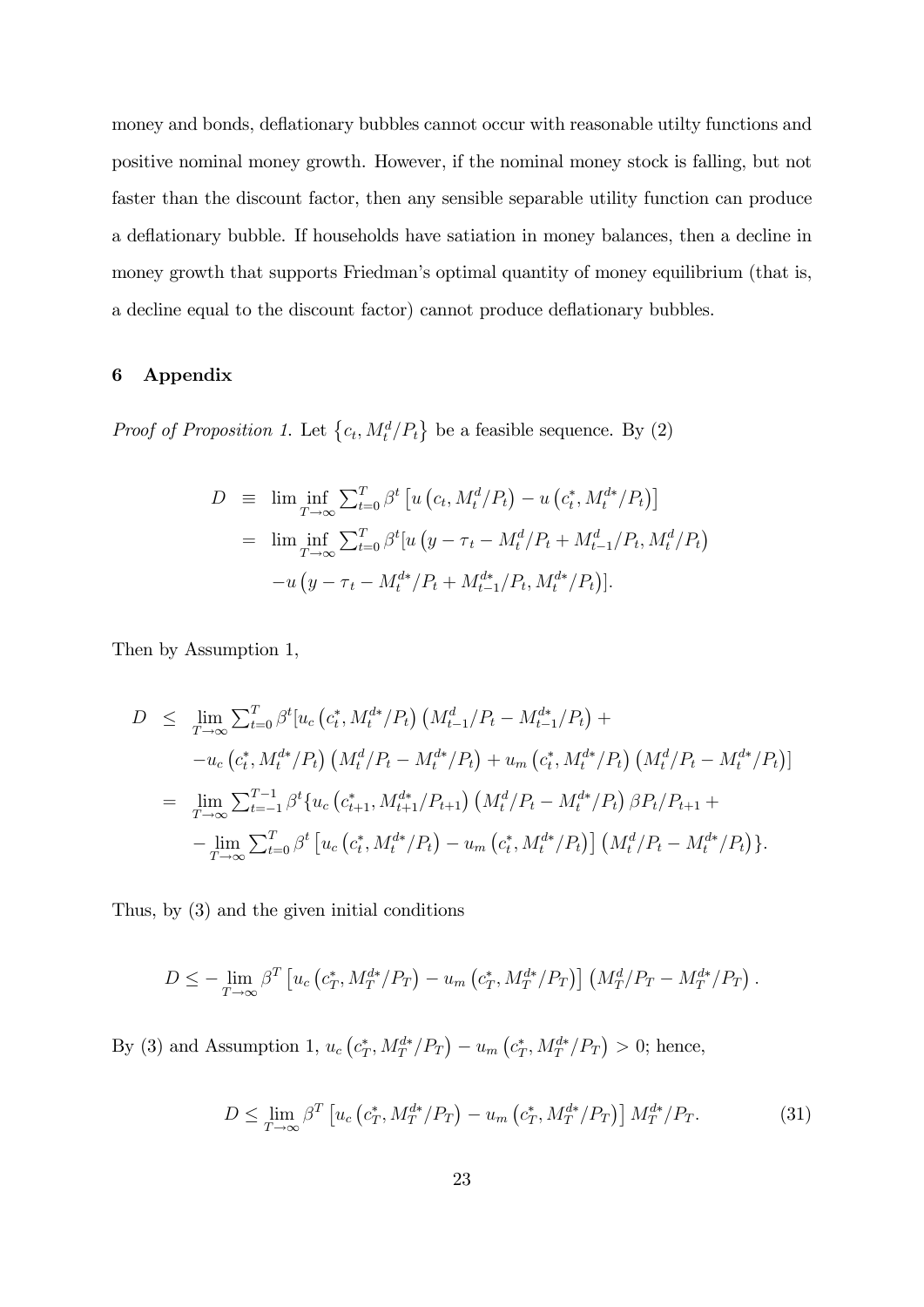money and bonds, deflationary bubbles cannot occur with reasonable utilty functions and positive nominal money growth. However, if the nominal money stock is falling, but not faster than the discount factor, then any sensible separable utility function can produce a deflationary bubble. If households have satiation in money balances, then a decline in money growth that supports Friedman's optimal quantity of money equilibrium (that is, a decline equal to the discount factor) cannot produce deflationary bubbles.

## 6 Appendix

*Proof of Proposition 1.* Let $\{c_t, M_t^d/P_t\}$ be a feasible sequence. By (2)

$$
\begin{aligned}
D &\equiv \liminf_{T\to\infty} \textstyle\sum_{t=0}^{T} \beta^t \left[u\left(c_t, M_t^d/P_t\right) - u\left(c_t^*, M_t^{d*}/P_t\right)\right] \\
&= \liminf_{T\to\infty} \textstyle\sum_{t=0}^{T} \beta^t [u\left(y-\tau_t - M_t^d/P_t + M_{t-1}^d/P_t, M_t^d/P_t\right) \\
&\quad - u\left(y-\tau_t - M_t^{d*}/P_t + M_{t-1}^{d*}/P_t, M_t^{d*}/P_t\right)].
\end{aligned}
$$

Then by Assumption 1,

$$
\begin{aligned}
D &\leq \lim_{T\to\infty} \textstyle\sum_{t=0}^{T} \beta^t [u_c\left(c_t^*, M_t^{d*}/P_t\right)\left(M_{t-1}^d/P_t - M_{t-1}^{d*}/P_t\right) + \\
&\quad - u_c\left(c_t^*, M_t^{d*}/P_t\right)\left(M_t^d/P_t - M_t^{d*}/P_t\right) + u_m\left(c_t^*, M_t^{d*}/P_t\right)\left(M_t^d/P_t - M_t^{d*}/P_t\right)] \\
&= \lim_{T\to\infty} \textstyle\sum_{t=-1}^{T-1} \beta^t \{u_c\left(c_{t+1}^*, M_{t+1}^{d*}/P_{t+1}\right)\left(M_t^d/P_t - M_t^{d*}/P_t\right)\beta P_t/P_{t+1} + \\
&\quad - \lim_{T\to\infty} \textstyle\sum_{t=0}^{T} \beta^t \left[u_c\left(c_t^*, M_t^{d*}/P_t\right) - u_m\left(c_t^*, M_t^{d*}/P_t\right)\right]\left(M_t^d/P_t - M_t^{d*}/P_t\right)\}.
\end{aligned}
$$

Thus, by (3) and the given initial conditions

$$
D \leq -\lim_{T\to\infty} \beta^T \left[u_c\left(c_T^*, M_T^{d*}/P_T\right) - u_m\left(c_T^*, M_T^{d*}/P_T\right)\right]\left(M_T^d/P_T - M_T^{d*}/P_T\right).
$$

By (3) and Assumption 1, $u_c\left(c_T^*, M_T^{d*}/P_T\right) - u_m\left(c_T^*, M_T^{d*}/P_T\right) > 0$; hence,

$$
D \leq \lim_{T\to\infty} \beta^T \left[u_c\left(c_T^*, M_T^{d*}/P_T\right) - u_m\left(c_T^*, M_T^{d*}/P_T\right)\right] M_T^{d*}/P_T. \tag{31}
$$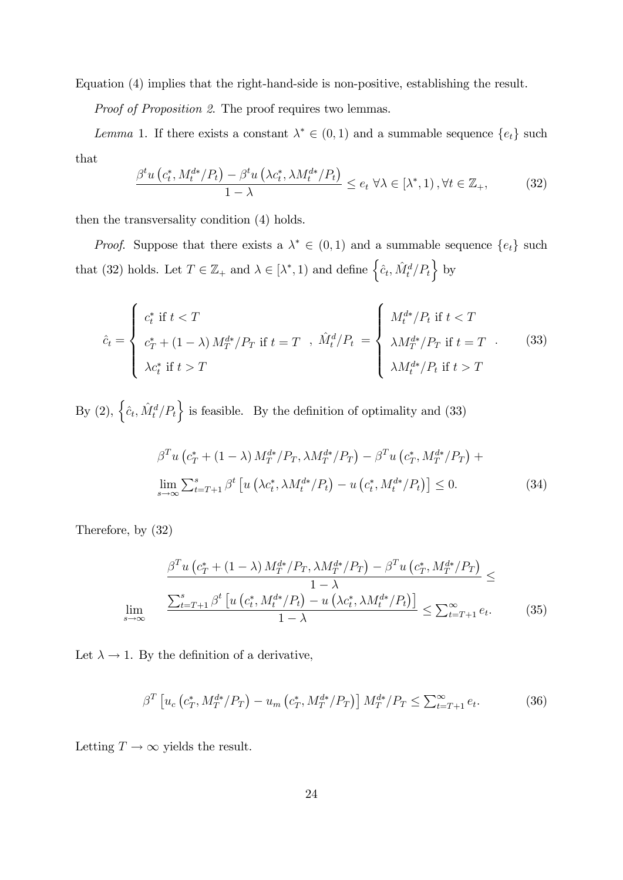Equation (4) implies that the right-hand-side is non-positive, establishing the result.

*Proof of Proposition 2.* The proof requires two lemmas.

*Lemma* 1. If there exists a constant $\lambda^* \in (0,1)$ and a summable sequence $\{e_t\}$ such that

$$\frac{\beta^t u\left(c_t^*, M_t^{d*}/P_t\right) - \beta^t u\left(\lambda c_t^*, \lambda M_t^{d*}/P_t\right)}{1-\lambda} \leq e_t \; \forall \lambda \in [\lambda^*, 1), \forall t \in \mathbb{Z}_+, \tag{32}$$

then the transversality condition (4) holds.

*Proof*. Suppose that there exists a $\lambda^* \in (0,1)$ and a summable sequence $\{e_t\}$ such that (32) holds. Let $T \in \mathbb{Z}_+$ and $\lambda \in [\lambda^*, 1)$ and define $\left\{\hat{c}_t, \hat{M}_t^d/P_t\right\}$ by

$$\hat{c}_t = \begin{cases} c_t^* \text{ if } t < T \\ c_T^* + (1-\lambda) M_T^{d*}/P_T \text{ if } t = T \\ \lambda c_t^* \text{ if } t > T \end{cases}, \quad \hat{M}_t^d/P_t = \begin{cases} M_t^{d*}/P_t \text{ if } t < T \\ \lambda M_T^{d*}/P_T \text{ if } t = T \\ \lambda M_t^{d*}/P_t \text{ if } t > T \end{cases}. \tag{33}$$

By (2), $\left\{\hat{c}_t, \hat{M}_t^d/P_t\right\}$ is feasible. By the definition of optimality and (33)

$$\begin{aligned} &\beta^T u\left(c_T^* + (1-\lambda) M_T^{d*}/P_T, \lambda M_T^{d*}/P_T\right) - \beta^T u\left(c_T^*, M_T^{d*}/P_T\right) + \\ &\lim_{s\to\infty} \textstyle\sum_{t=T+1}^{s} \beta^t \left[u\left(\lambda c_t^*, \lambda M_t^{d*}/P_t\right) - u\left(c_t^*, M_t^{d*}/P_t\right)\right] \leq 0. \end{aligned} \tag{34}$$

Therefore, by (32)

$$\begin{aligned} &\frac{\beta^T u\left(c_T^* + (1-\lambda) M_T^{d*}/P_T, \lambda M_T^{d*}/P_T\right) - \beta^T u\left(c_T^*, M_T^{d*}/P_T\right)}{1-\lambda} \leq \\ \lim_{s\to\infty} \quad &\frac{\sum_{t=T+1}^{s} \beta^t \left[u\left(c_t^*, M_t^{d*}/P_t\right) - u\left(\lambda c_t^*, \lambda M_t^{d*}/P_t\right)\right]}{1-\lambda} \leq \textstyle\sum_{t=T+1}^{\infty} e_t. \end{aligned} \tag{35}$$

Let $\lambda \to 1$. By the definition of a derivative,

$$\beta^T \left[u_c\left(c_T^*, M_T^{d*}/P_T\right) - u_m\left(c_T^*, M_T^{d*}/P_T\right)\right] M_T^{d*}/P_T \leq \textstyle\sum_{t=T+1}^{\infty} e_t. \tag{36}$$

Letting $T \to \infty$ yields the result.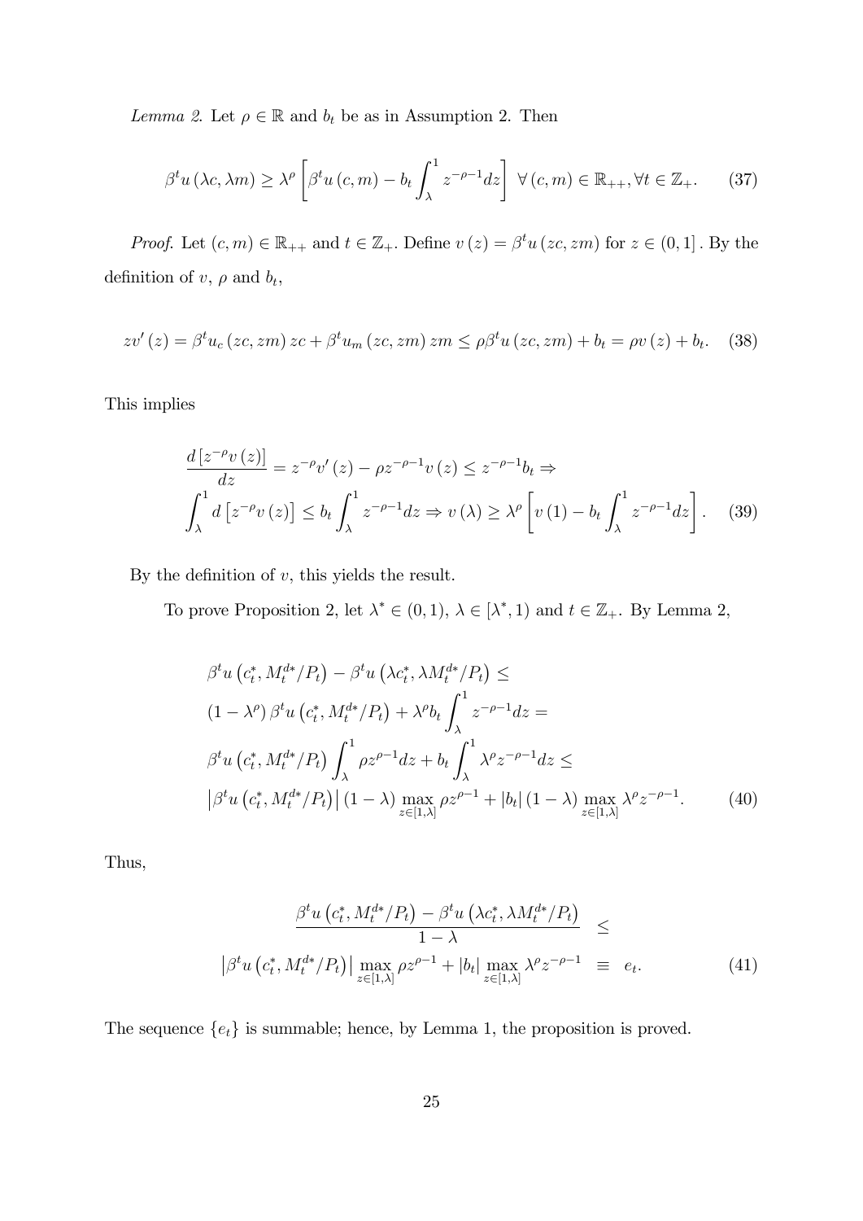*Lemma 2.* Let $\rho \in \mathbb{R}$ and $b_t$ be as in Assumption 2. Then

$$\beta^t u(\lambda c, \lambda m) \geq \lambda^\rho \left[ \beta^t u(c, m) - b_t \int_\lambda^1 z^{-\rho-1} dz \right] \ \forall (c, m) \in \mathbb{R}_{++}, \forall t \in \mathbb{Z}_+. \tag{37}$$

*Proof.* Let $(c, m) \in \mathbb{R}_{++}$ and $t \in \mathbb{Z}_+$. Define $v(z) = \beta^t u(zc, zm)$ for $z \in (0, 1]$. By the definition of $v$, $\rho$ and $b_t$,

$$zv'(z) = \beta^t u_c(zc, zm) zc + \beta^t u_m(zc, zm) zm \leq \rho \beta^t u(zc, zm) + b_t = \rho v(z) + b_t. \tag{38}$$

This implies

$$\begin{aligned}
&\frac{d[z^{-\rho} v(z)]}{dz} = z^{-\rho} v'(z) - \rho z^{-\rho-1} v(z) \leq z^{-\rho-1} b_t \Rightarrow \\
&\int_\lambda^1 d\left[z^{-\rho} v(z)\right] \leq b_t \int_\lambda^1 z^{-\rho-1} dz \Rightarrow v(\lambda) \geq \lambda^\rho \left[ v(1) - b_t \int_\lambda^1 z^{-\rho-1} dz \right].
\end{aligned} \tag{39}$$

By the definition of $v$, this yields the result.

To prove Proposition 2, let $\lambda^* \in (0, 1)$, $\lambda \in [\lambda^*, 1)$ and $t \in \mathbb{Z}_+$. By Lemma 2,

$$\begin{aligned}
&\beta^t u\left(c_t^*, M_t^{d*}/P_t\right) - \beta^t u\left(\lambda c_t^*, \lambda M_t^{d*}/P_t\right) \leq \\
&(1 - \lambda^\rho) \beta^t u\left(c_t^*, M_t^{d*}/P_t\right) + \lambda^\rho b_t \int_\lambda^1 z^{-\rho-1} dz = \\
&\beta^t u\left(c_t^*, M_t^{d*}/P_t\right) \int_\lambda^1 \rho z^{\rho-1} dz + b_t \int_\lambda^1 \lambda^\rho z^{-\rho-1} dz \leq \\
&\left|\beta^t u\left(c_t^*, M_t^{d*}/P_t\right)\right| (1 - \lambda) \max_{z \in [1, \lambda]} \rho z^{\rho-1} + |b_t| (1 - \lambda) \max_{z \in [1, \lambda]} \lambda^\rho z^{-\rho-1}.
\end{aligned} \tag{40}$$

Thus,

$$\begin{aligned}
\frac{\beta^t u\left(c_t^*, M_t^{d*}/P_t\right) - \beta^t u\left(\lambda c_t^*, \lambda M_t^{d*}/P_t\right)}{1 - \lambda} &\leq \\
\left|\beta^t u\left(c_t^*, M_t^{d*}/P_t\right)\right| \max_{z \in [1, \lambda]} \rho z^{\rho-1} + |b_t| \max_{z \in [1, \lambda]} \lambda^\rho z^{-\rho-1} &\equiv e_t.
\end{aligned} \tag{41}$$

The sequence $\{e_t\}$ is summable; hence, by Lemma 1, the proposition is proved.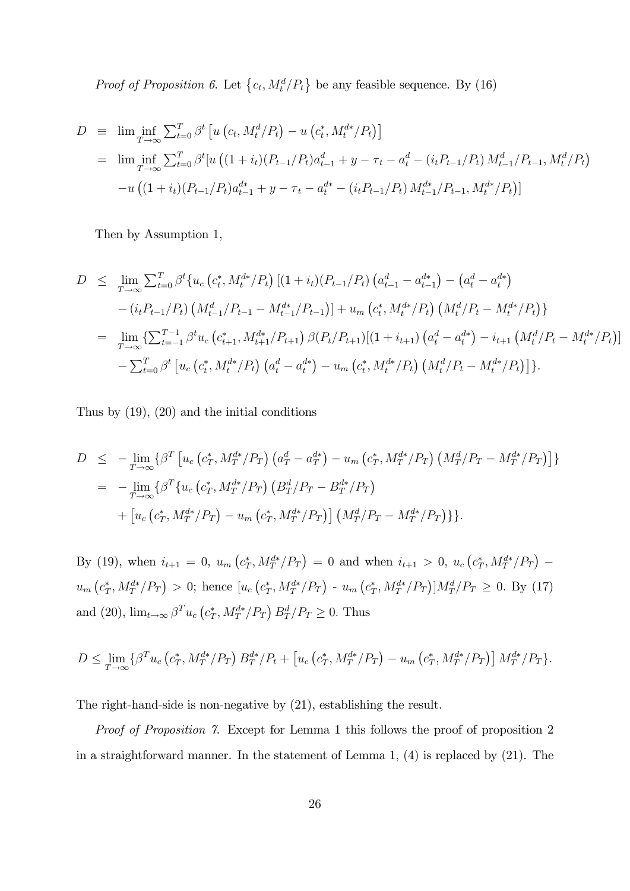*Proof of Proposition 6.* Let $\{c_t, M_t^d/P_t\}$ be any feasible sequence. By (16)

$$
\begin{aligned}
D &\equiv \liminf_{T\to\infty} \textstyle\sum_{t=0}^{T} \beta^t \left[u\left(c_t, M_t^d/P_t\right) - u\left(c_t^*, M_t^{d*}/P_t\right)\right] \\
&= \liminf_{T\to\infty} \textstyle\sum_{t=0}^{T} \beta^t [u\left((1+i_t)(P_{t-1}/P_t)a_{t-1}^d + y - \tau_t - a_t^d - \left(i_t P_{t-1}/P_t\right) M_{t-1}^d/P_{t-1}, M_t^d/P_t\right) \\
&\quad - u\left((1+i_t)(P_{t-1}/P_t)a_{t-1}^{d*} + y - \tau_t - a_t^{d*} - \left(i_t P_{t-1}/P_t\right) M_{t-1}^{d*}/P_{t-1}, M_t^{d*}/P_t\right)]
\end{aligned}
$$

Then by Assumption 1,

$$
\begin{aligned}
D &\leq \lim_{T\to\infty} \textstyle\sum_{t=0}^{T} \beta^t \{u_c\left(c_t^*, M_t^{d*}/P_t\right)\left[(1+i_t)(P_{t-1}/P_t)\left(a_{t-1}^d - a_{t-1}^{d*}\right) - \left(a_t^d - a_t^{d*}\right)\right. \\
&\quad \left. - \left(i_t P_{t-1}/P_t\right)\left(M_{t-1}^d/P_{t-1} - M_{t-1}^{d*}/P_{t-1}\right)\right] + u_m\left(c_t^*, M_t^{d*}/P_t\right)\left(M_t^d/P_t - M_t^{d*}/P_t\right)\} \\
&= \lim_{T\to\infty} \{\textstyle\sum_{t=-1}^{T-1} \beta^t u_c\left(c_{t+1}^*, M_{t+1}^{d*}/P_{t+1}\right)\beta(P_t/P_{t+1})[(1+i_{t+1})\left(a_t^d - a_t^{d*}\right) - i_{t+1}\left(M_t^d/P_t - M_t^{d*}/P_t\right)] \\
&\quad - \textstyle\sum_{t=0}^{T} \beta^t \left[u_c\left(c_t^*, M_t^{d*}/P_t\right)\left(a_t^d - a_t^{d*}\right) - u_m\left(c_t^*, M_t^{d*}/P_t\right)\left(M_t^d/P_t - M_t^{d*}/P_t\right)\right]\}.
\end{aligned}
$$

Thus by (19), (20) and the initial conditions

$$
\begin{aligned}
D &\leq -\lim_{T\to\infty} \{\beta^T \left[u_c\left(c_T^*, M_T^{d*}/P_T\right)\left(a_T^d - a_T^{d*}\right) - u_m\left(c_T^*, M_T^{d*}/P_T\right)\left(M_T^d/P_T - M_T^{d*}/P_T\right)\right]\} \\
&= -\lim_{T\to\infty} \{\beta^T \{u_c\left(c_T^*, M_T^{d*}/P_T\right)\left(B_T^d/P_T - B_T^{d*}/P_T\right) \\
&\quad + \left[u_c\left(c_T^*, M_T^{d*}/P_T\right) - u_m\left(c_T^*, M_T^{d*}/P_T\right)\right]\left(M_T^d/P_T - M_T^{d*}/P_T\right)\}\}.
\end{aligned}
$$

By (19), when $i_{t+1} = 0$, $u_m\left(c_T^*, M_T^{d*}/P_T\right) = 0$ and when $i_{t+1} > 0$, $u_c\left(c_T^*, M_T^{d*}/P_T\right) - u_m\left(c_T^*, M_T^{d*}/P_T\right) > 0$; hence $[u_c\left(c_T^*, M_T^{d*}/P_T\right)$ - $u_m\left(c_T^*, M_T^{d*}/P_T\right)]M_T^d/P_T \geq 0$. By (17) and (20), $\lim_{t\to\infty} \beta^T u_c\left(c_T^*, M_T^{d*}/P_T\right) B_T^d/P_T \geq 0$. Thus

$$
D \leq \lim_{T\to\infty} \{\beta^T u_c\left(c_T^*, M_T^{d*}/P_T\right) B_T^{d*}/P_t + \left[u_c\left(c_T^*, M_T^{d*}/P_T\right) - u_m\left(c_T^*, M_T^{d*}/P_T\right)\right] M_T^{d*}/P_T\}.
$$

The right-hand-side is non-negative by (21), establishing the result.

*Proof of Proposition 7.* Except for Lemma 1 this follows the proof of proposition 2 in a straightforward manner. In the statement of Lemma 1, (4) is replaced by (21). The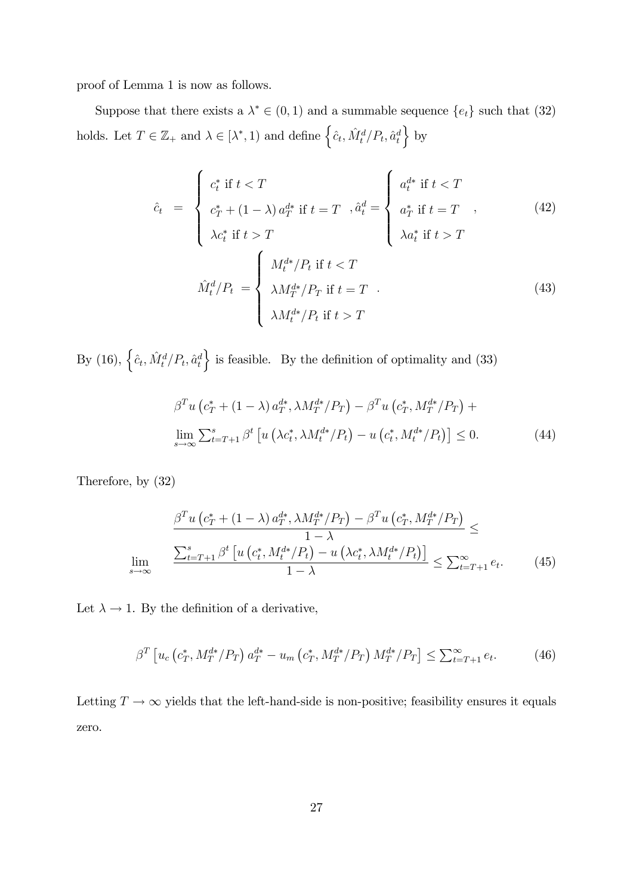proof of Lemma 1 is now as follows.

Suppose that there exists a $\lambda^* \in (0,1)$ and a summable sequence $\{e_t\}$ such that (32) holds. Let $T \in \mathbb{Z}_+$ and $\lambda \in [\lambda^*, 1)$ and define $\left\{\hat{c}_t, \hat{M}_t^d/P_t, \hat{a}_t^d\right\}$ by

$$\hat{c}_t = \begin{cases} c_t^* \text{ if } t < T \\ c_T^* + (1-\lambda)\, a_T^{d*} \text{ if } t = T \\ \lambda c_t^* \text{ if } t > T \end{cases}, \hat{a}_t^d = \begin{cases} a_t^{d*} \text{ if } t < T \\ a_T^* \text{ if } t = T \\ \lambda a_t^* \text{ if } t > T \end{cases}, \tag{42}$$

$$\hat{M}_t^d/P_t = \begin{cases} M_t^{d*}/P_t \text{ if } t < T \\ \lambda M_T^{d*}/P_T \text{ if } t = T \\ \lambda M_t^{d*}/P_t \text{ if } t > T \end{cases}. \tag{43}$$

By (16), $\left\{\hat{c}_t, \hat{M}_t^d/P_t, \hat{a}_t^d\right\}$ is feasible. By the definition of optimality and (33)

$$\beta^T u\left(c_T^* + (1-\lambda)\, a_T^{d*}, \lambda M_T^{d*}/P_T\right) - \beta^T u\left(c_T^*, M_T^{d*}/P_T\right) + \lim_{s\to\infty} \textstyle\sum_{t=T+1}^{s} \beta^t \left[u\left(\lambda c_t^*, \lambda M_t^{d*}/P_t\right) - u\left(c_t^*, M_t^{d*}/P_t\right)\right] \leq 0. \tag{44}$$

Therefore, by (32)

$$\frac{\beta^T u\left(c_T^* + (1-\lambda)\, a_T^{d*}, \lambda M_T^{d*}/P_T\right) - \beta^T u\left(c_T^*, M_T^{d*}/P_T\right)}{1-\lambda} \leq \lim_{s\to\infty} \frac{\sum_{t=T+1}^{s} \beta^t \left[u\left(c_t^*, M_t^{d*}/P_t\right) - u\left(\lambda c_t^*, \lambda M_t^{d*}/P_t\right)\right]}{1-\lambda} \leq \textstyle\sum_{t=T+1}^{\infty} e_t. \tag{45}$$

Let $\lambda \to 1$. By the definition of a derivative,

$$\beta^T \left[u_c\left(c_T^*, M_T^{d*}/P_T\right) a_T^{d*} - u_m\left(c_T^*, M_T^{d*}/P_T\right) M_T^{d*}/P_T\right] \leq \textstyle\sum_{t=T+1}^{\infty} e_t. \tag{46}$$

Letting $T \to \infty$ yields that the left-hand-side is non-positive; feasibility ensures it equals zero.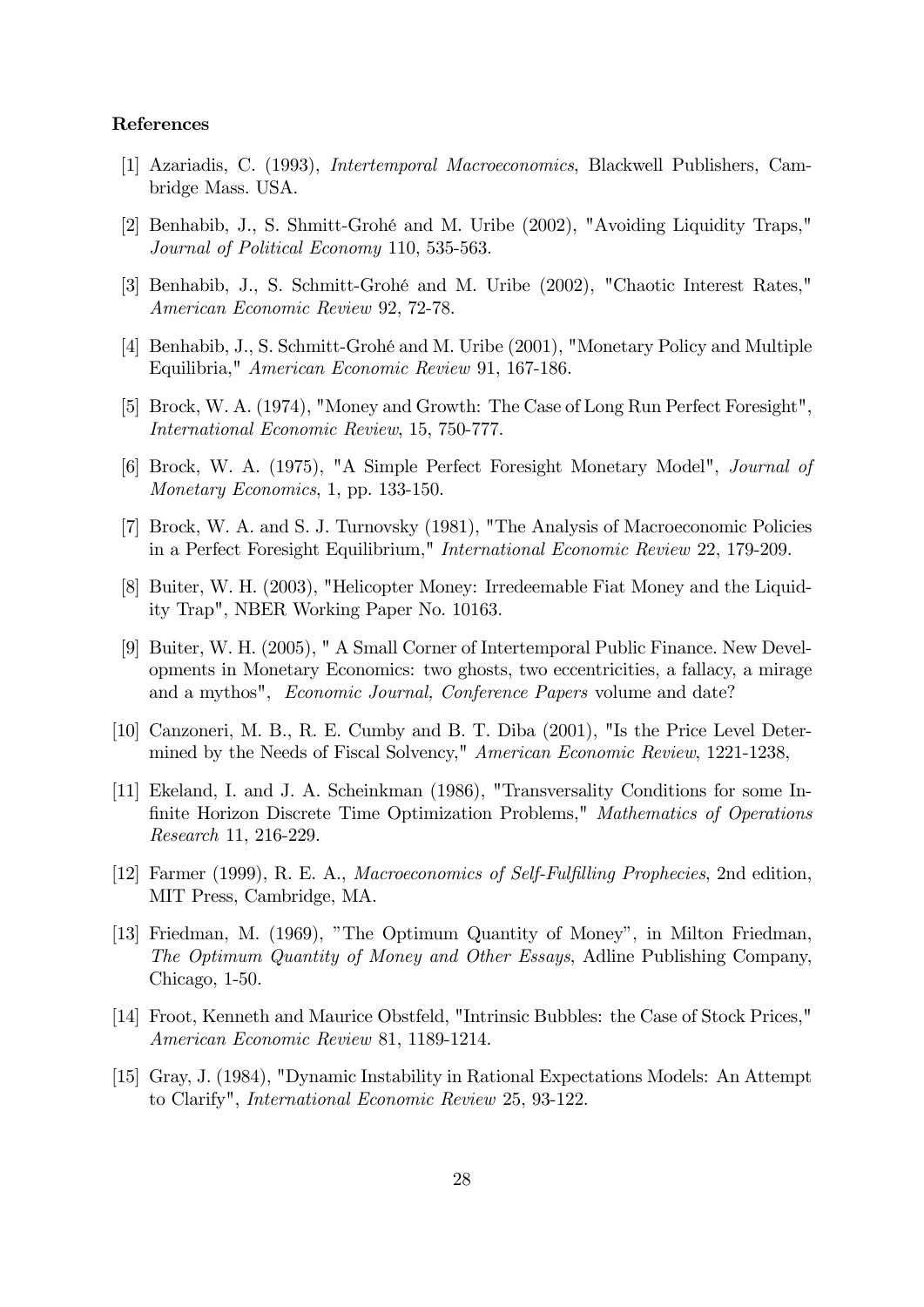### References

[1] Azariadis, C. (1993), *Intertemporal Macroeconomics*, Blackwell Publishers, Cambridge Mass. USA.

[2] Benhabib, J., S. Shmitt-Grohé and M. Uribe (2002), "Avoiding Liquidity Traps," *Journal of Political Economy* 110, 535-563.

[3] Benhabib, J., S. Schmitt-Grohé and M. Uribe (2002), "Chaotic Interest Rates," *American Economic Review* 92, 72-78.

[4] Benhabib, J., S. Schmitt-Grohé and M. Uribe (2001), "Monetary Policy and Multiple Equilibria," *American Economic Review* 91, 167-186.

[5] Brock, W. A. (1974), "Money and Growth: The Case of Long Run Perfect Foresight", *International Economic Review*, 15, 750-777.

[6] Brock, W. A. (1975), "A Simple Perfect Foresight Monetary Model", *Journal of Monetary Economics*, 1, pp. 133-150.

[7] Brock, W. A. and S. J. Turnovsky (1981), "The Analysis of Macroeconomic Policies in a Perfect Foresight Equilibrium," *International Economic Review* 22, 179-209.

[8] Buiter, W. H. (2003), "Helicopter Money: Irredeemable Fiat Money and the Liquidity Trap", NBER Working Paper No. 10163.

[9] Buiter, W. H. (2005), " A Small Corner of Intertemporal Public Finance. New Developments in Monetary Economics: two ghosts, two eccentricities, a fallacy, a mirage and a mythos", *Economic Journal, Conference Papers* volume and date?

[10] Canzoneri, M. B., R. E. Cumby and B. T. Diba (2001), "Is the Price Level Determined by the Needs of Fiscal Solvency," *American Economic Review*, 1221-1238,

[11] Ekeland, I. and J. A. Scheinkman (1986), "Transversality Conditions for some Infinite Horizon Discrete Time Optimization Problems," *Mathematics of Operations Research* 11, 216-229.

[12] Farmer (1999), R. E. A., *Macroeconomics of Self-Fulfilling Prophecies*, 2nd edition, MIT Press, Cambridge, MA.

[13] Friedman, M. (1969), "The Optimum Quantity of Money", in Milton Friedman, *The Optimum Quantity of Money and Other Essays*, Adline Publishing Company, Chicago, 1-50.

[14] Froot, Kenneth and Maurice Obstfeld, "Intrinsic Bubbles: the Case of Stock Prices," *American Economic Review* 81, 1189-1214.

[15] Gray, J. (1984), "Dynamic Instability in Rational Expectations Models: An Attempt to Clarify", *International Economic Review* 25, 93-122.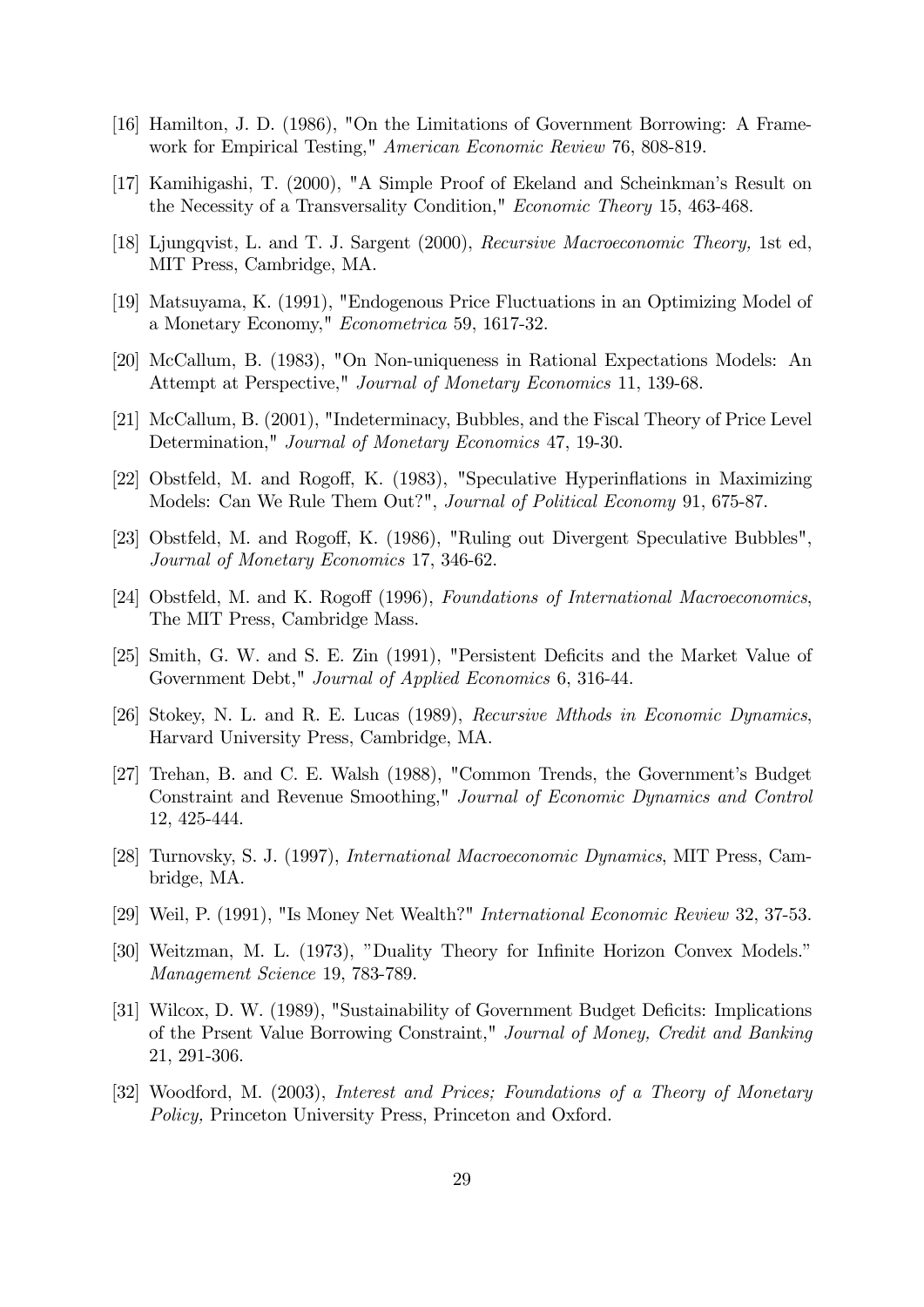[16] Hamilton, J. D. (1986), "On the Limitations of Government Borrowing: A Framework for Empirical Testing," *American Economic Review* 76, 808-819.

[17] Kamihigashi, T. (2000), "A Simple Proof of Ekeland and Scheinkman's Result on the Necessity of a Transversality Condition," *Economic Theory* 15, 463-468.

[18] Ljungqvist, L. and T. J. Sargent (2000), *Recursive Macroeconomic Theory,* 1st ed, MIT Press, Cambridge, MA.

[19] Matsuyama, K. (1991), "Endogenous Price Fluctuations in an Optimizing Model of a Monetary Economy," *Econometrica* 59, 1617-32.

[20] McCallum, B. (1983), "On Non-uniqueness in Rational Expectations Models: An Attempt at Perspective," *Journal of Monetary Economics* 11, 139-68.

[21] McCallum, B. (2001), "Indeterminacy, Bubbles, and the Fiscal Theory of Price Level Determination," *Journal of Monetary Economics* 47, 19-30.

[22] Obstfeld, M. and Rogoff, K. (1983), "Speculative Hyperinflations in Maximizing Models: Can We Rule Them Out?", *Journal of Political Economy* 91, 675-87.

[23] Obstfeld, M. and Rogoff, K. (1986), "Ruling out Divergent Speculative Bubbles", *Journal of Monetary Economics* 17, 346-62.

[24] Obstfeld, M. and K. Rogoff (1996), *Foundations of International Macroeconomics*, The MIT Press, Cambridge Mass.

[25] Smith, G. W. and S. E. Zin (1991), "Persistent Deficits and the Market Value of Government Debt," *Journal of Applied Economics* 6, 316-44.

[26] Stokey, N. L. and R. E. Lucas (1989), *Recursive Mthods in Economic Dynamics*, Harvard University Press, Cambridge, MA.

[27] Trehan, B. and C. E. Walsh (1988), "Common Trends, the Government's Budget Constraint and Revenue Smoothing," *Journal of Economic Dynamics and Control* 12, 425-444.

[28] Turnovsky, S. J. (1997), *International Macroeconomic Dynamics*, MIT Press, Cambridge, MA.

[29] Weil, P. (1991), "Is Money Net Wealth?" *International Economic Review* 32, 37-53.

[30] Weitzman, M. L. (1973), "Duality Theory for Infinite Horizon Convex Models." *Management Science* 19, 783-789.

[31] Wilcox, D. W. (1989), "Sustainability of Government Budget Deficits: Implications of the Prsent Value Borrowing Constraint," *Journal of Money, Credit and Banking* 21, 291-306.

[32] Woodford, M. (2003), *Interest and Prices; Foundations of a Theory of Monetary Policy,* Princeton University Press, Princeton and Oxford.